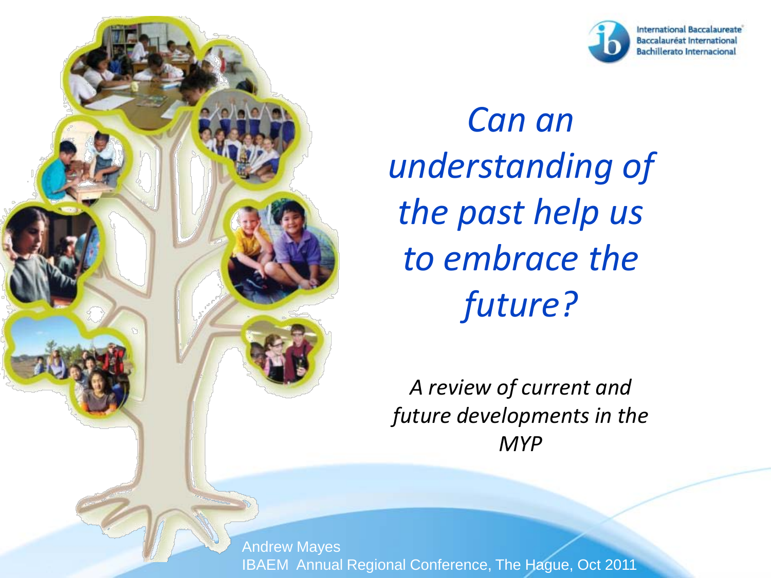International Baccalaureate
Baccalauréat International
Bachillerato Internacional

# *Can an understanding of the past help us to embrace the future?*

*A review of current and future developments in the MYP*

Andrew Mayes
IBAEM Annual Regional Conference, The Hague, Oct 2011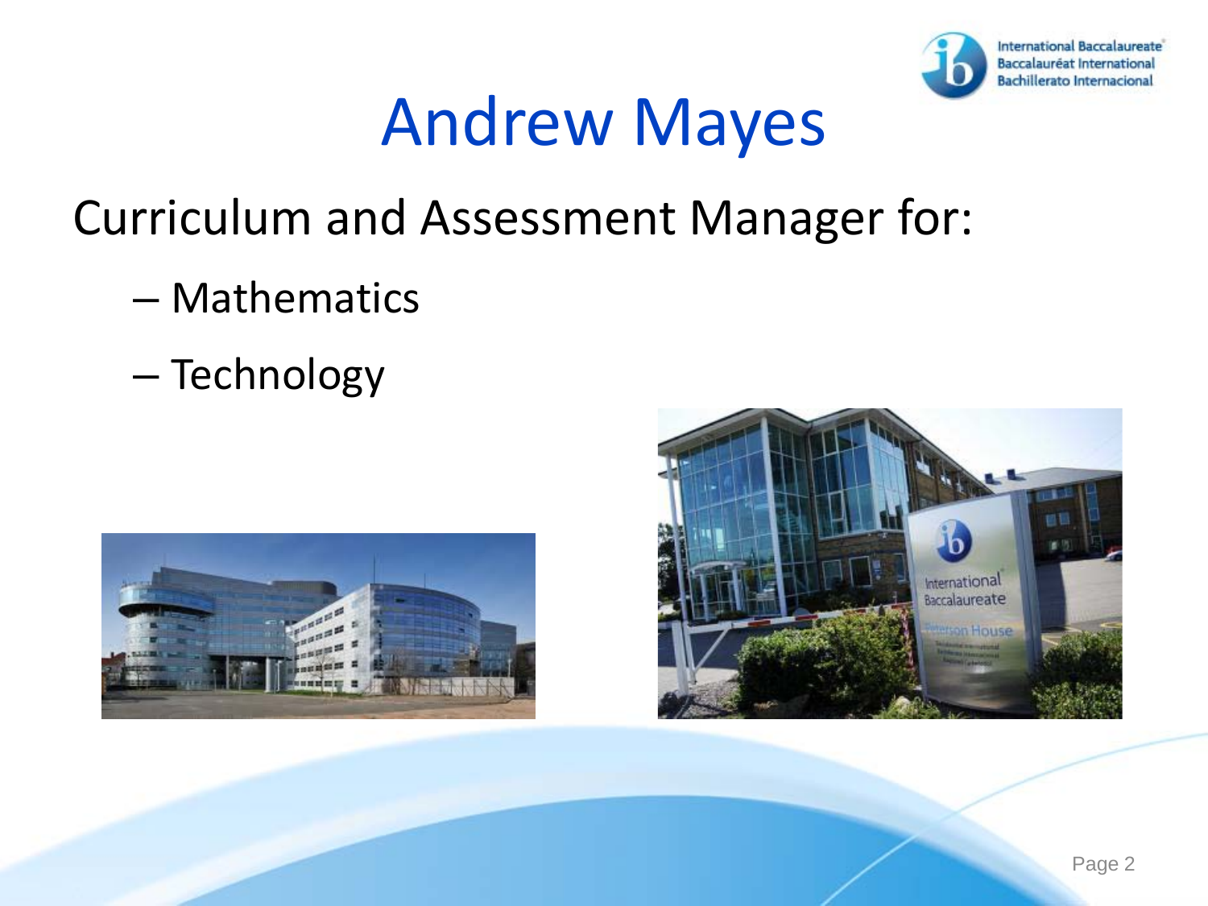# Andrew Mayes

Curriculum and Assessment Manager for:

- Mathematics
- Technology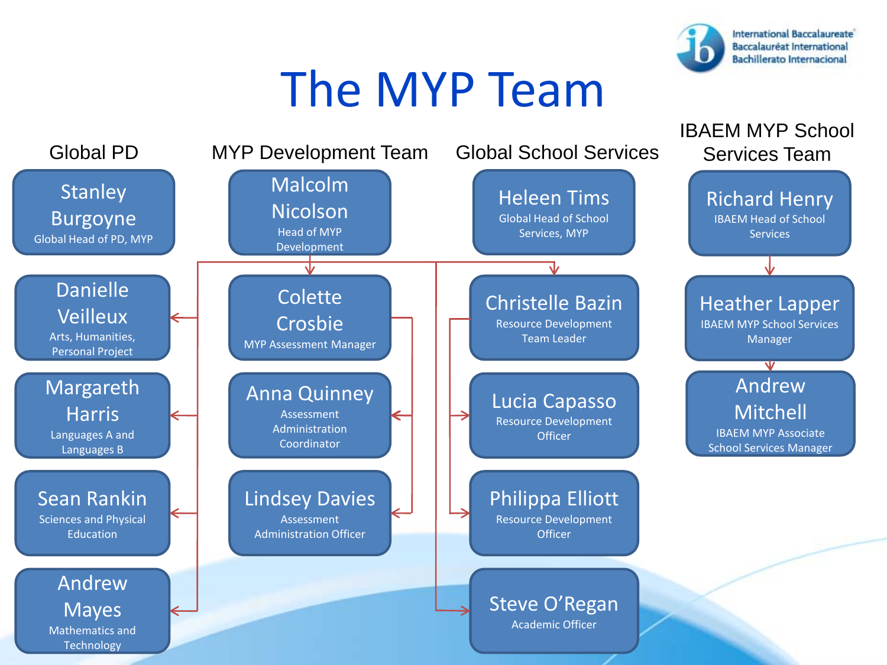# The MYP Team

## Global PD

- **Stanley Burgoyne** – Global Head of PD, MYP
  - Danielle Veilleux – Arts, Humanities, Personal Project
  - Margareth Harris – Languages A and Languages B
  - Sean Rankin – Sciences and Physical Education
  - Andrew Mayes – Mathematics and Technology

## MYP Development Team

- **Malcolm Nicolson** – Head of MYP Development
  - Colette Crosbie – MYP Assessment Manager
    - Anna Quinney – Assessment Administration Coordinator
    - Lindsey Davies – Assessment Administration Officer

## Global School Services

- **Heleen Tims** – Global Head of School Services, MYP
  - Christelle Bazin – Resource Development Team Leader
    - Lucia Capasso – Resource Development Officer
    - Philippa Elliott – Resource Development Officer
  - Steve O'Regan – Academic Officer

## IBAEM MYP School Services Team

- **Richard Henry** – IBAEM Head of School Services
  - Heather Lapper – IBAEM MYP School Services Manager
    - Andrew Mitchell – IBAEM MYP Associate School Services Manager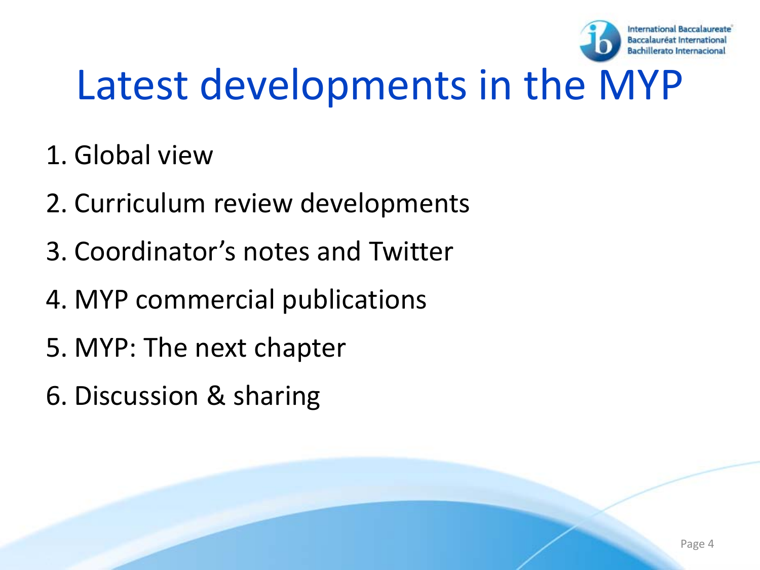# Latest developments in the MYP

1. Global view
2. Curriculum review developments
3. Coordinator's notes and Twitter
4. MYP commercial publications
5. MYP: The next chapter
6. Discussion & sharing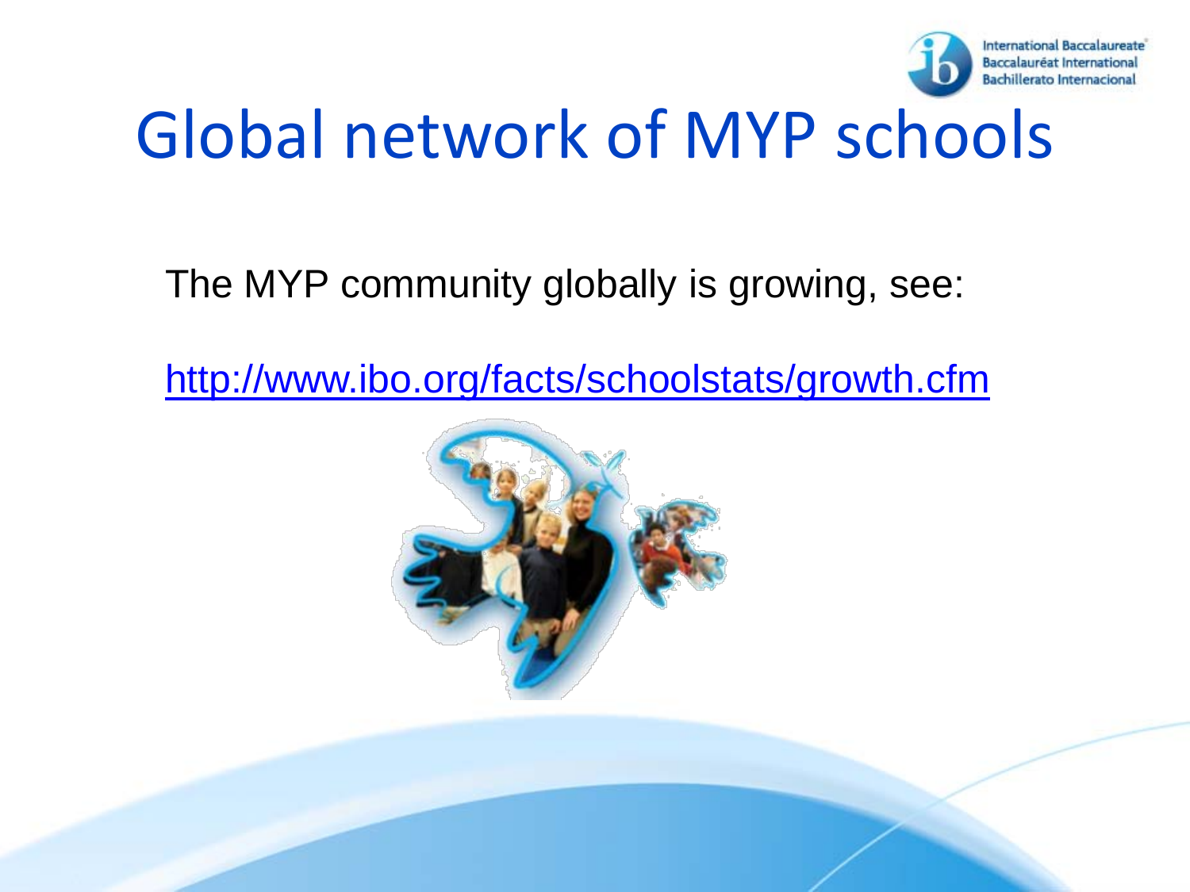# Global network of MYP schools

The MYP community globally is growing, see:

http://www.ibo.org/facts/schoolstats/growth.cfm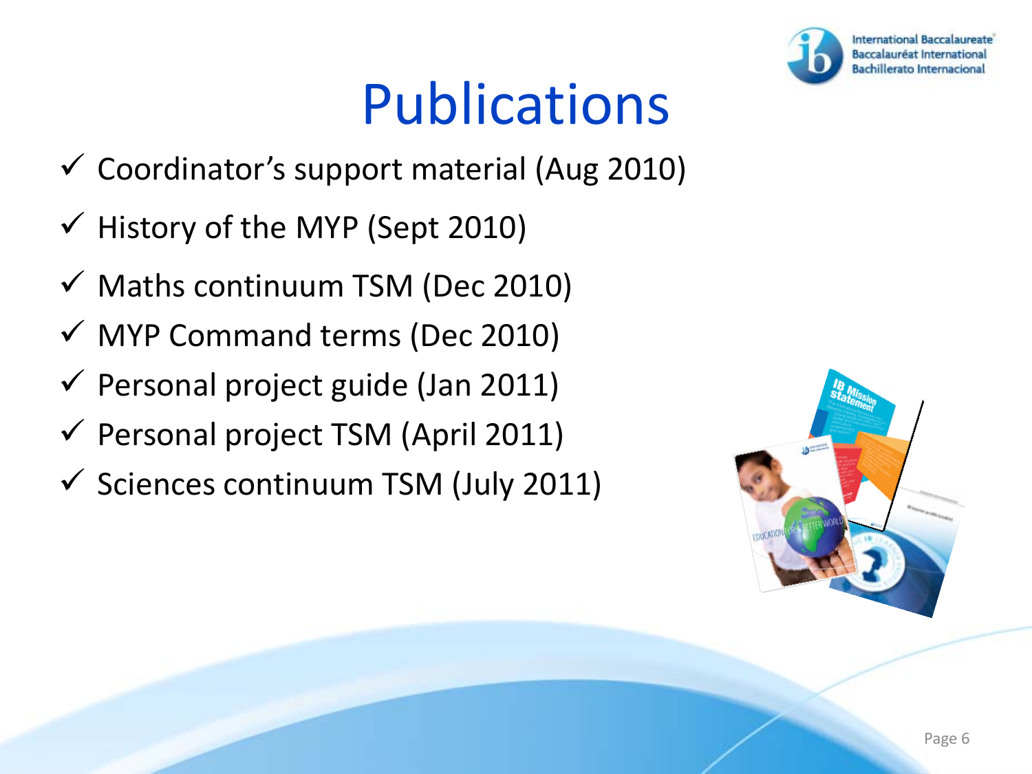# Publications

- ✓ Coordinator's support material (Aug 2010)
- ✓ History of the MYP (Sept 2010)
- ✓ Maths continuum TSM (Dec 2010)
- ✓ MYP Command terms (Dec 2010)
- ✓ Personal project guide (Jan 2011)
- ✓ Personal project TSM (April 2011)
- ✓ Sciences continuum TSM (July 2011)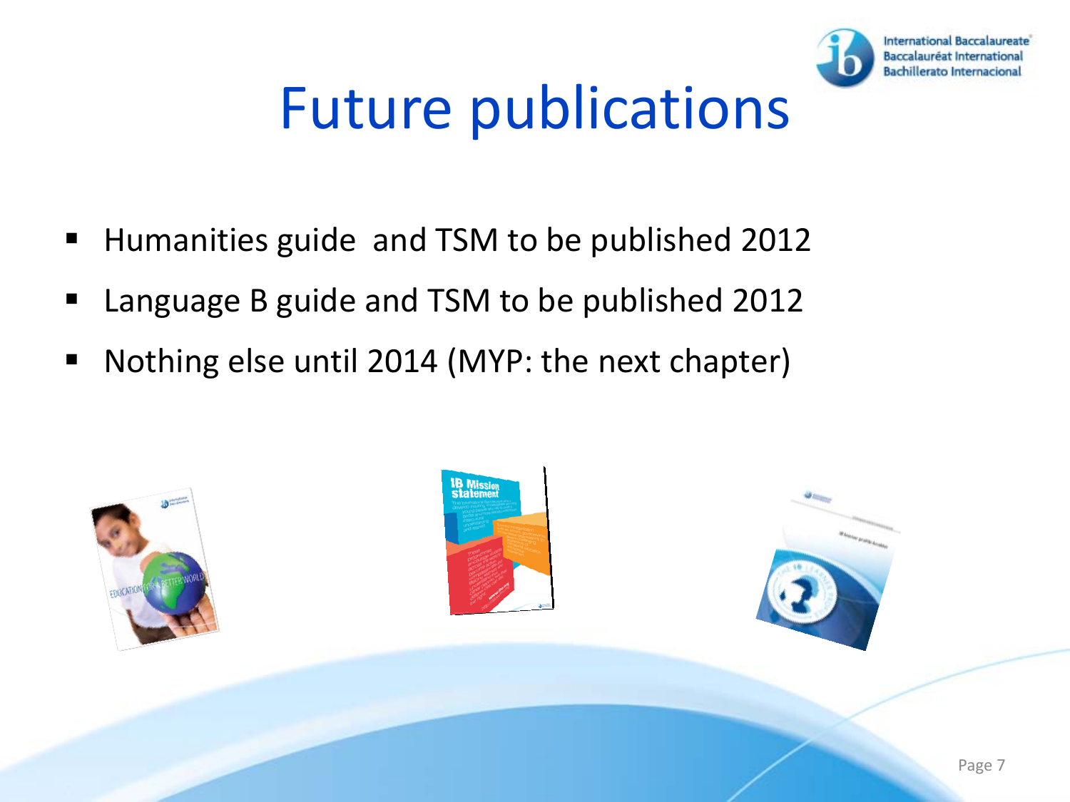# Future publications

- Humanities guide and TSM to be published 2012
- Language B guide and TSM to be published 2012
- Nothing else until 2014 (MYP: the next chapter)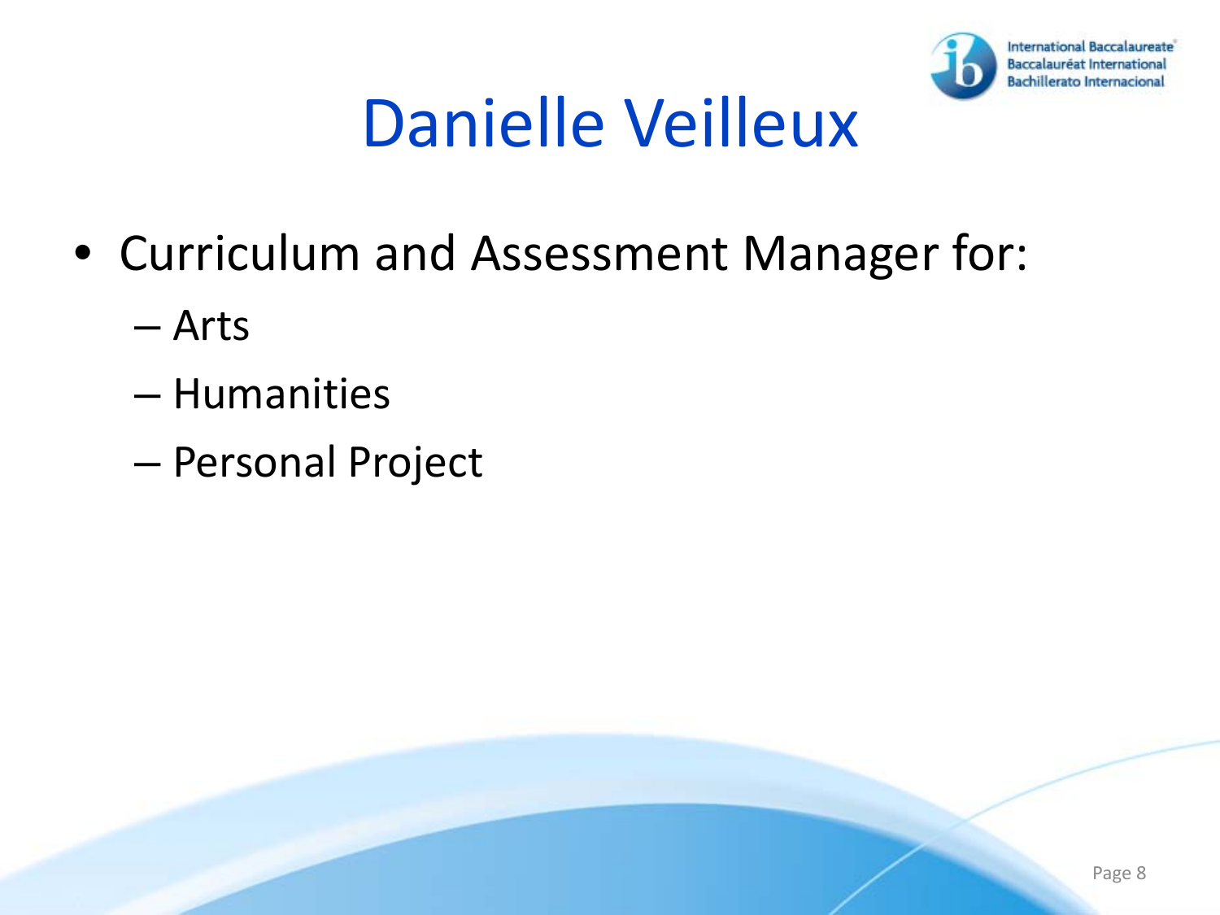# Danielle Veilleux

- Curriculum and Assessment Manager for:
  - Arts
  - Humanities
  - Personal Project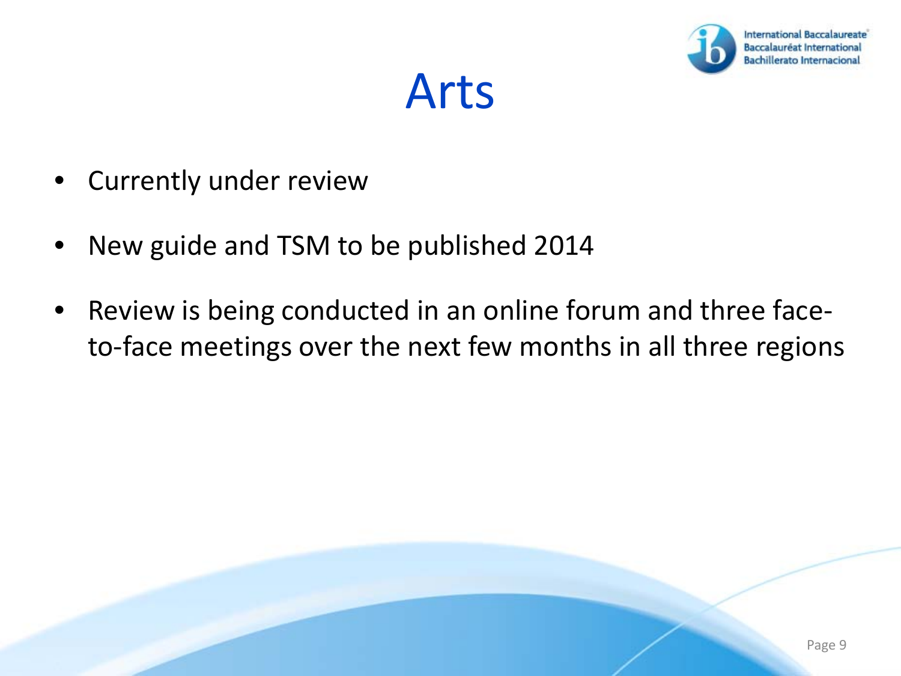# Arts

- Currently under review
- New guide and TSM to be published 2014
- Review is being conducted in an online forum and three face-to-face meetings over the next few months in all three regions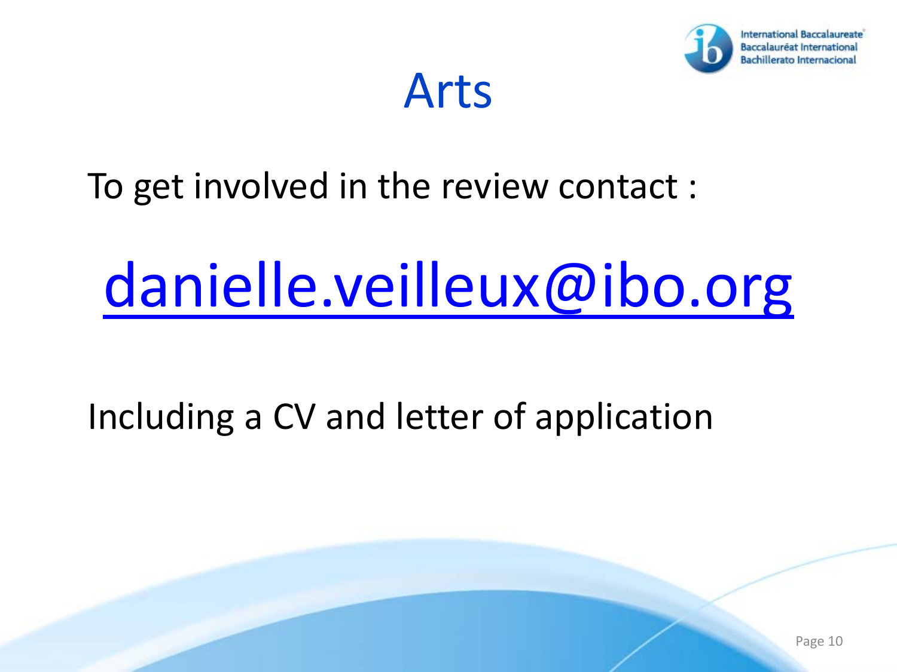# Arts

To get involved in the review contact :

[danielle.veilleux@ibo.org](mailto:danielle.veilleux@ibo.org)

Including a CV and letter of application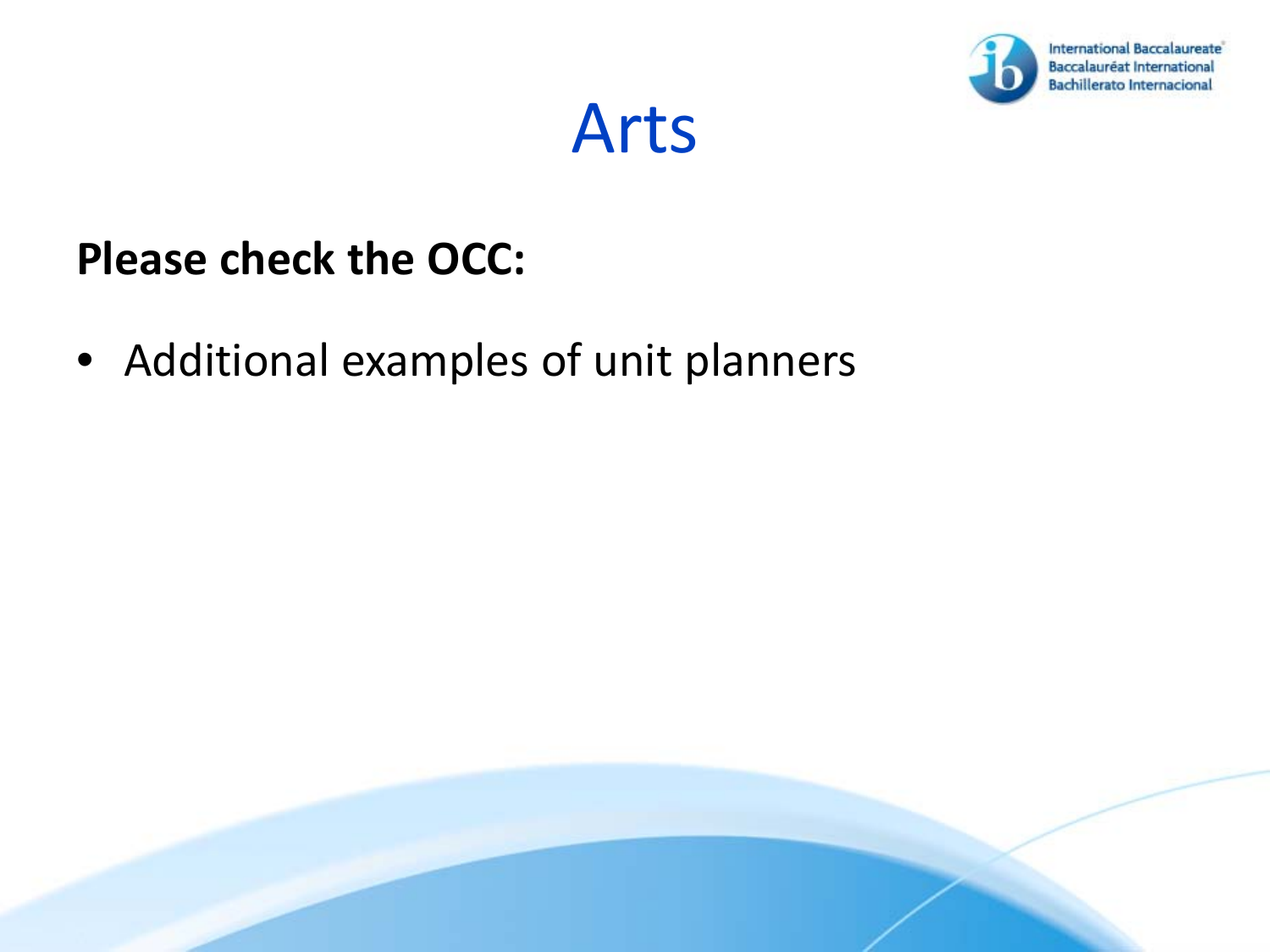# Arts

**Please check the OCC:**

- Additional examples of unit planners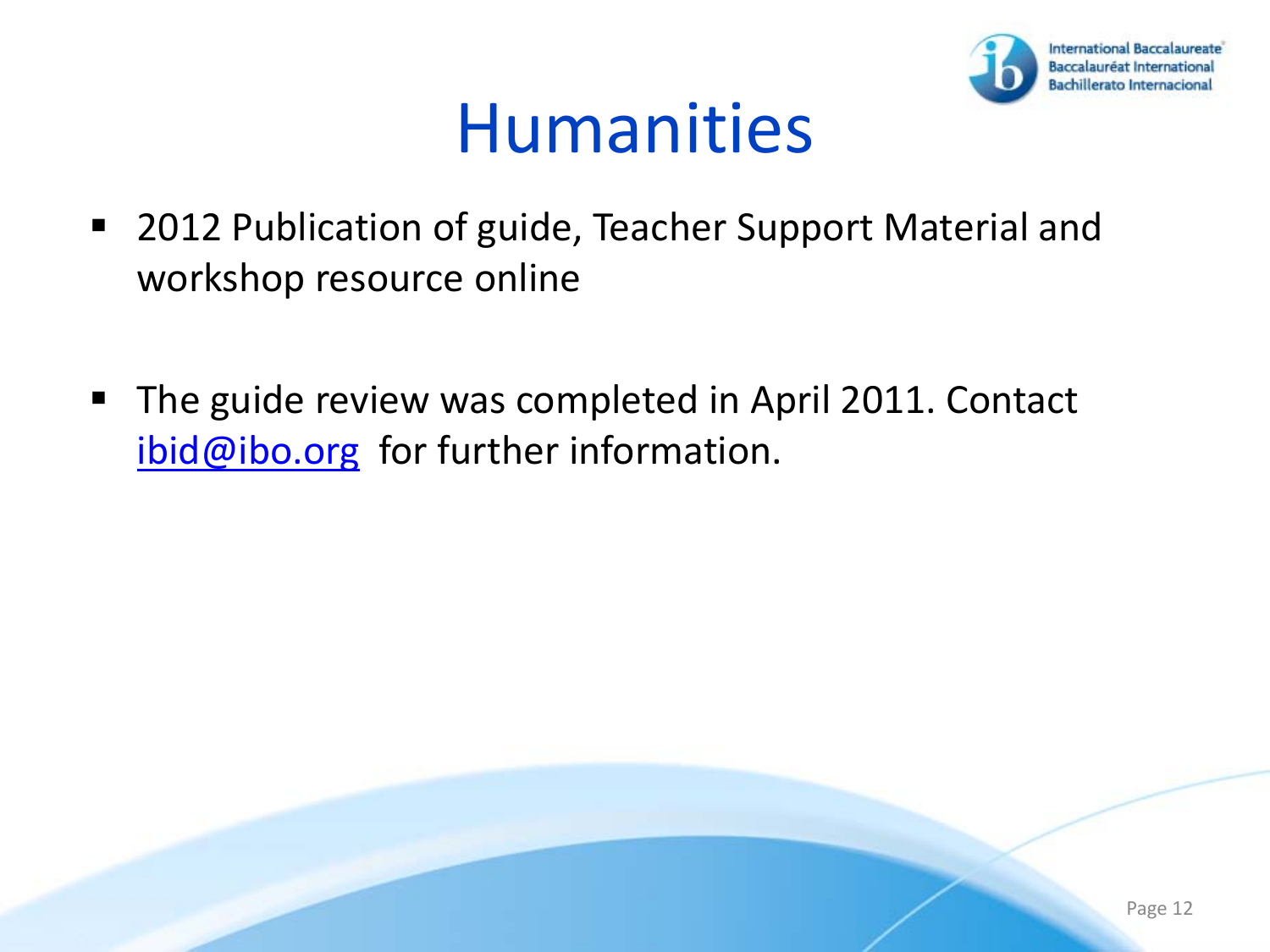# Humanities

- 2012 Publication of guide, Teacher Support Material and workshop resource online

- The guide review was completed in April 2011. Contact [ibid@ibo.org](mailto:ibid@ibo.org) for further information.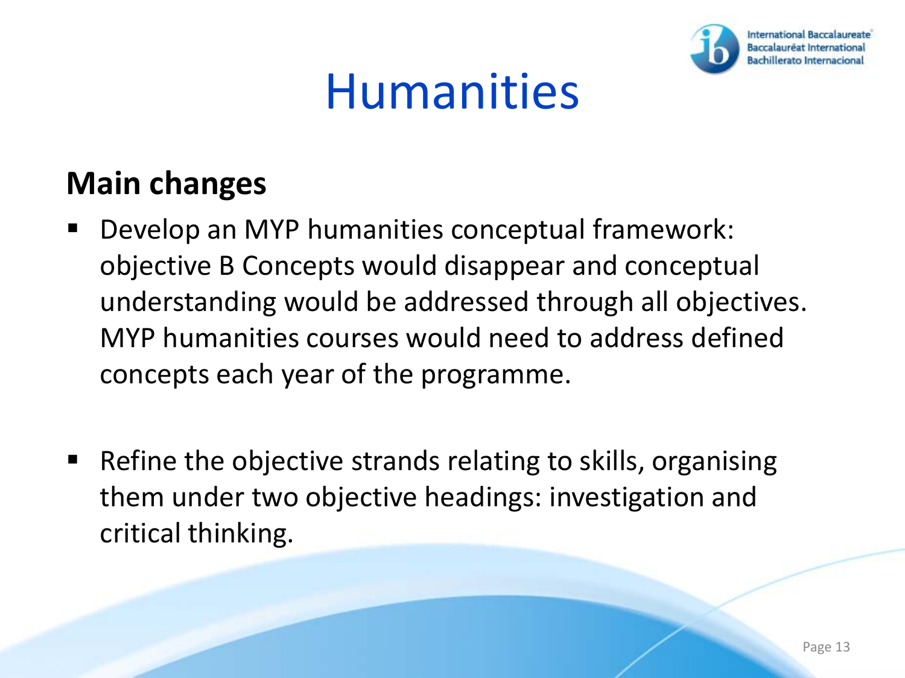# Humanities

## Main changes

- Develop an MYP humanities conceptual framework: objective B Concepts would disappear and conceptual understanding would be addressed through all objectives. MYP humanities courses would need to address defined concepts each year of the programme.
- Refine the objective strands relating to skills, organising them under two objective headings: investigation and critical thinking.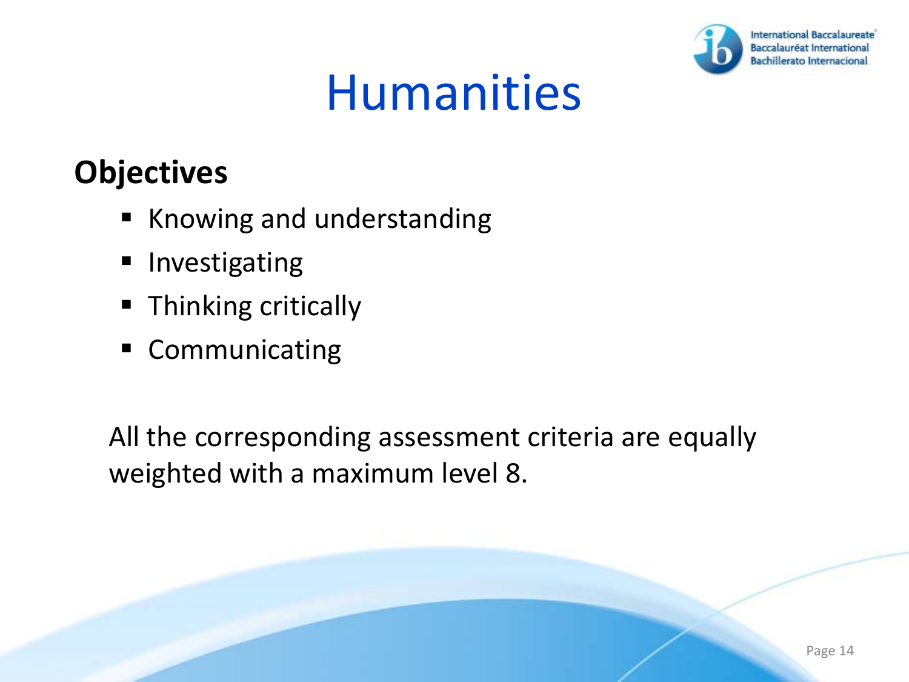# Humanities

## Objectives

- Knowing and understanding
- Investigating
- Thinking critically
- Communicating

All the corresponding assessment criteria are equally weighted with a maximum level 8.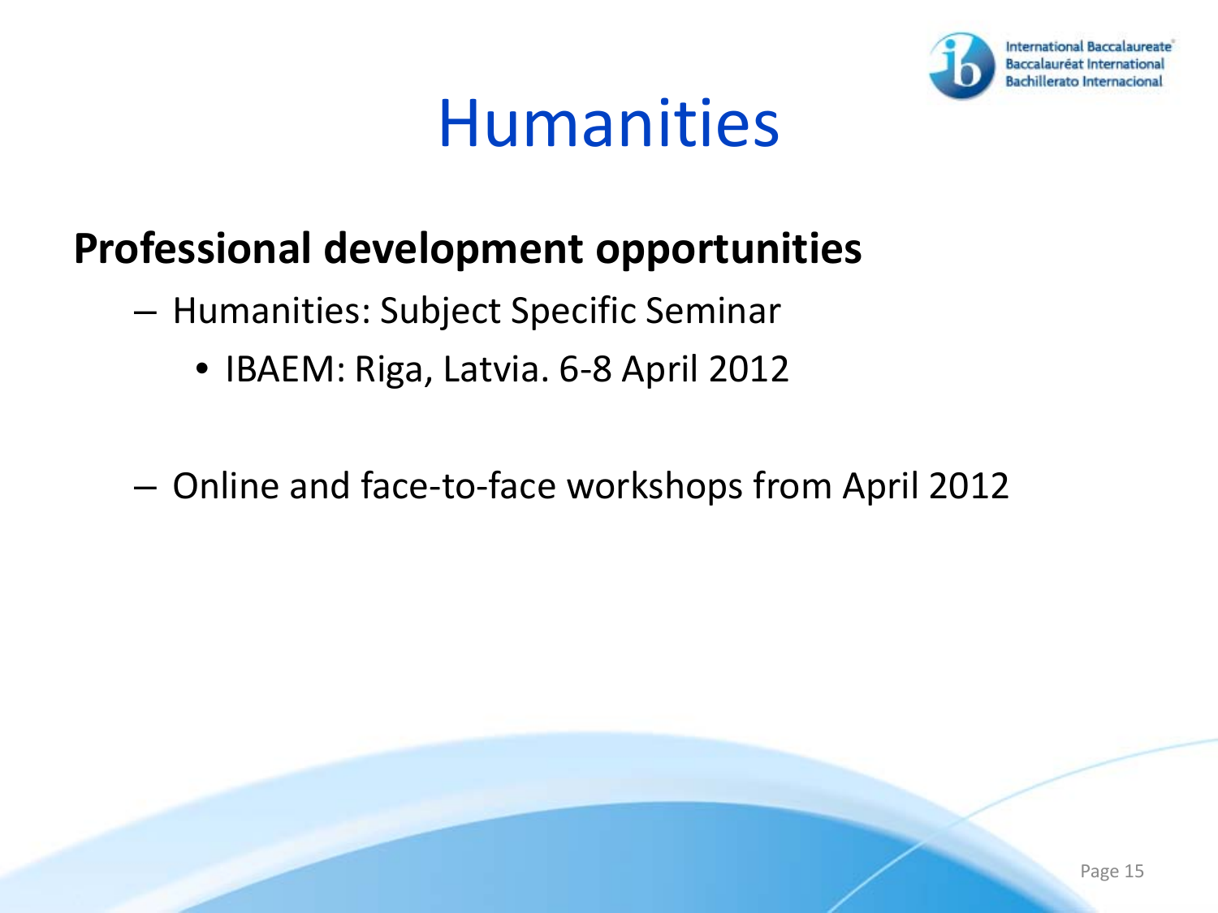# Humanities

**Professional development opportunities**

- Humanities: Subject Specific Seminar
  - IBAEM: Riga, Latvia. 6-8 April 2012
- Online and face-to-face workshops from April 2012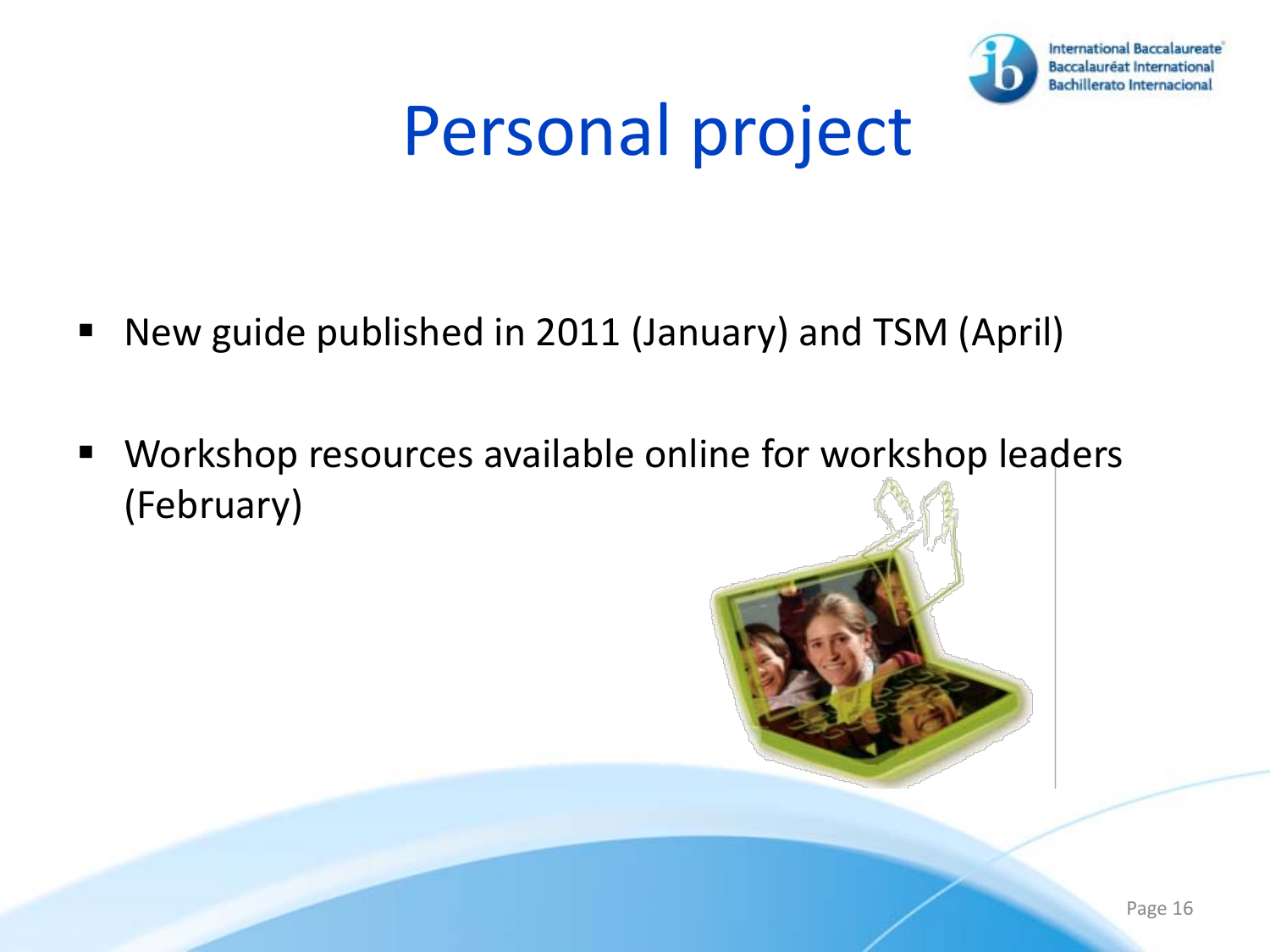# Personal project

- New guide published in 2011 (January) and TSM (April)
- Workshop resources available online for workshop leaders (February)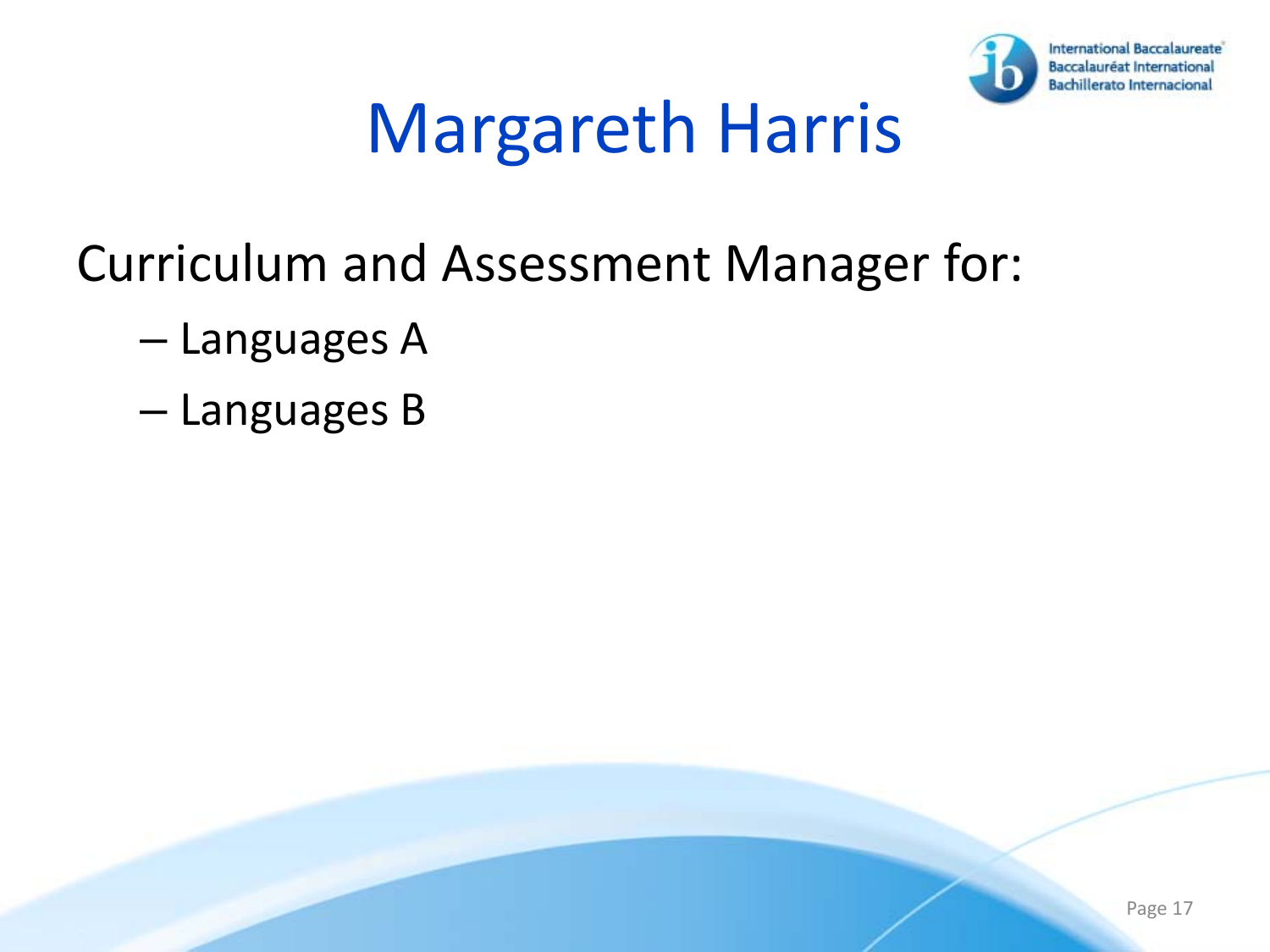# Margareth Harris

Curriculum and Assessment Manager for:

- Languages A
- Languages B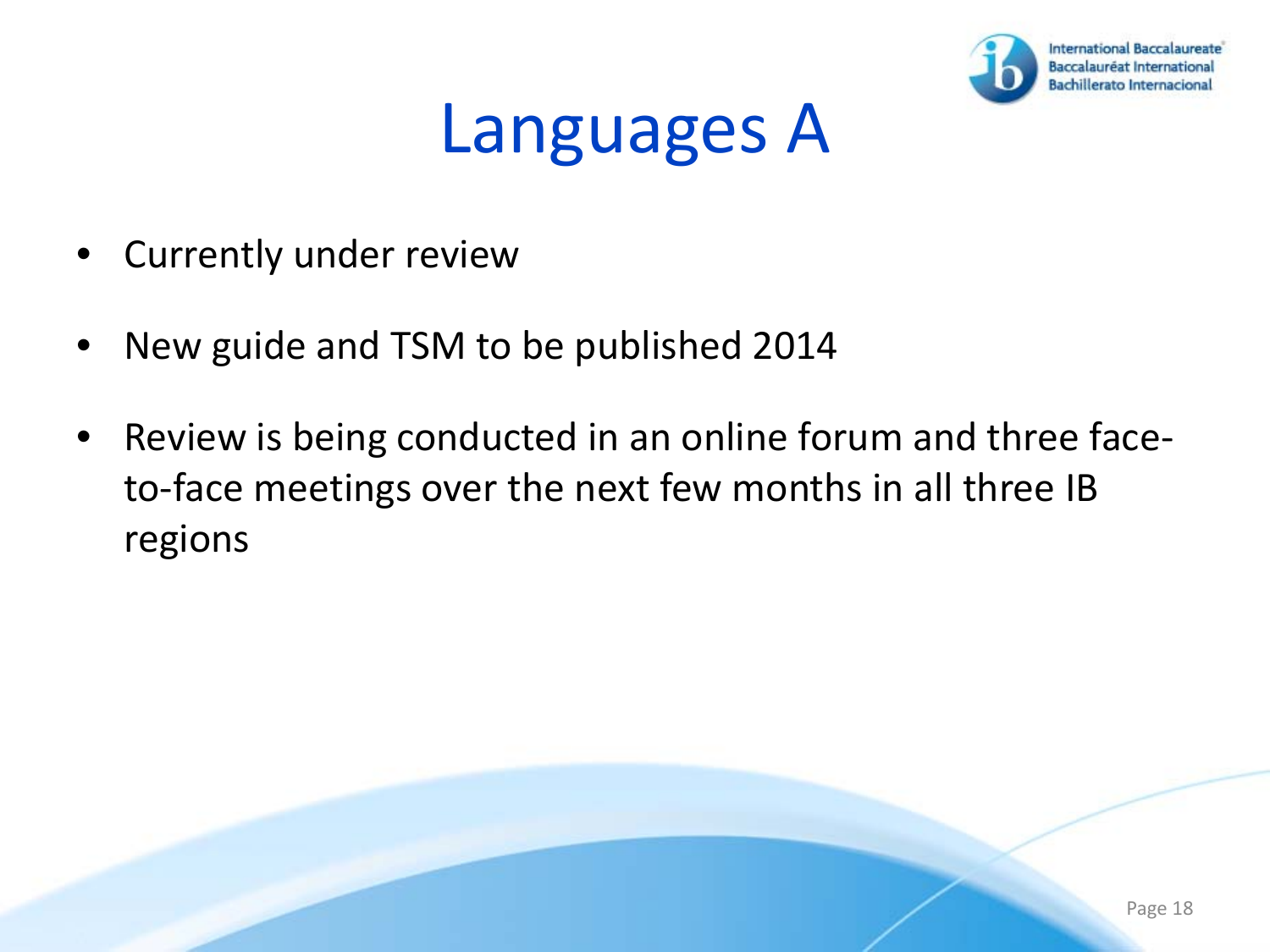# Languages A

- Currently under review
- New guide and TSM to be published 2014
- Review is being conducted in an online forum and three face-to-face meetings over the next few months in all three IB regions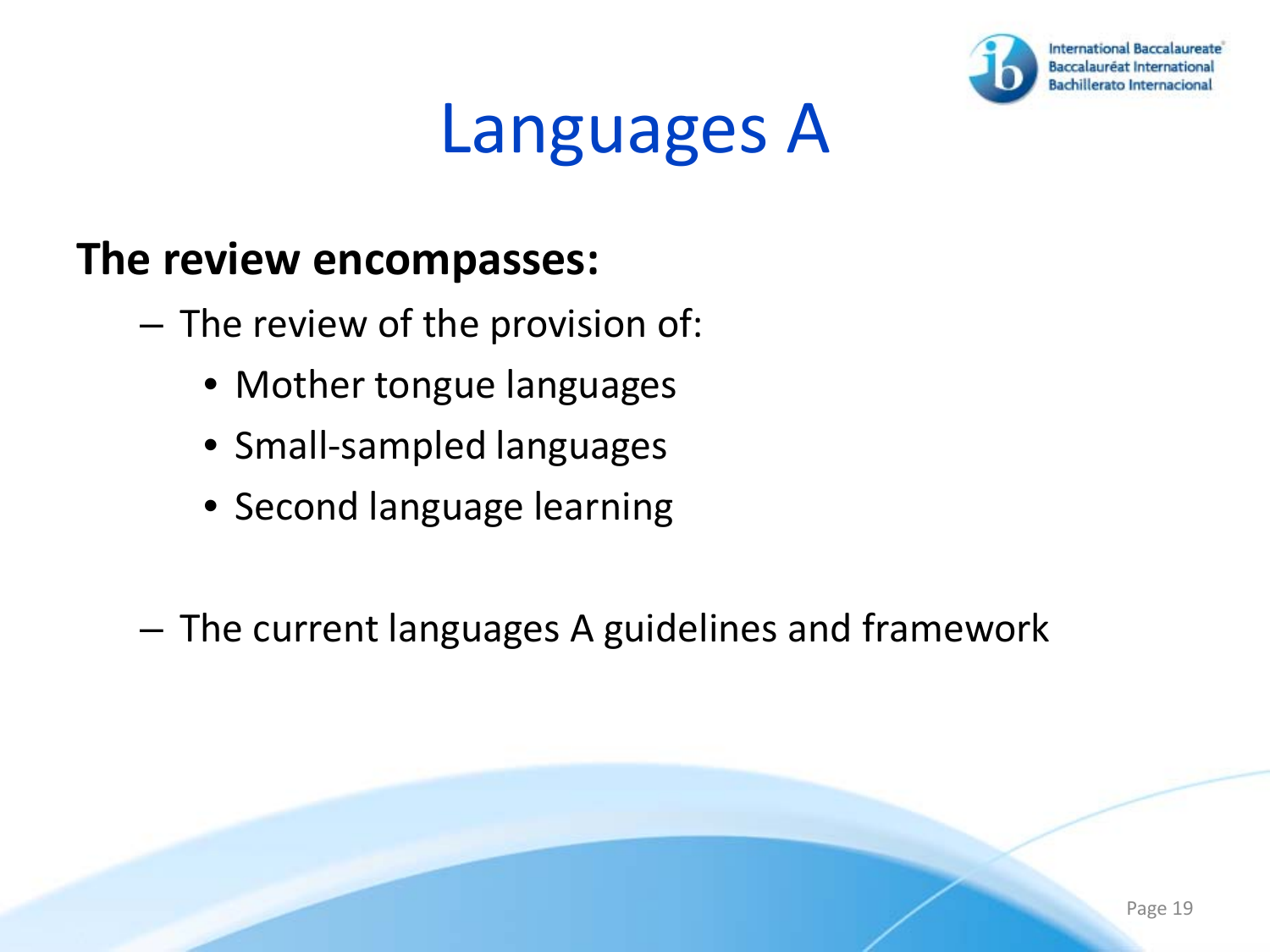# Languages A

**The review encompasses:**

- The review of the provision of:
  - Mother tongue languages
  - Small-sampled languages
  - Second language learning
- The current languages A guidelines and framework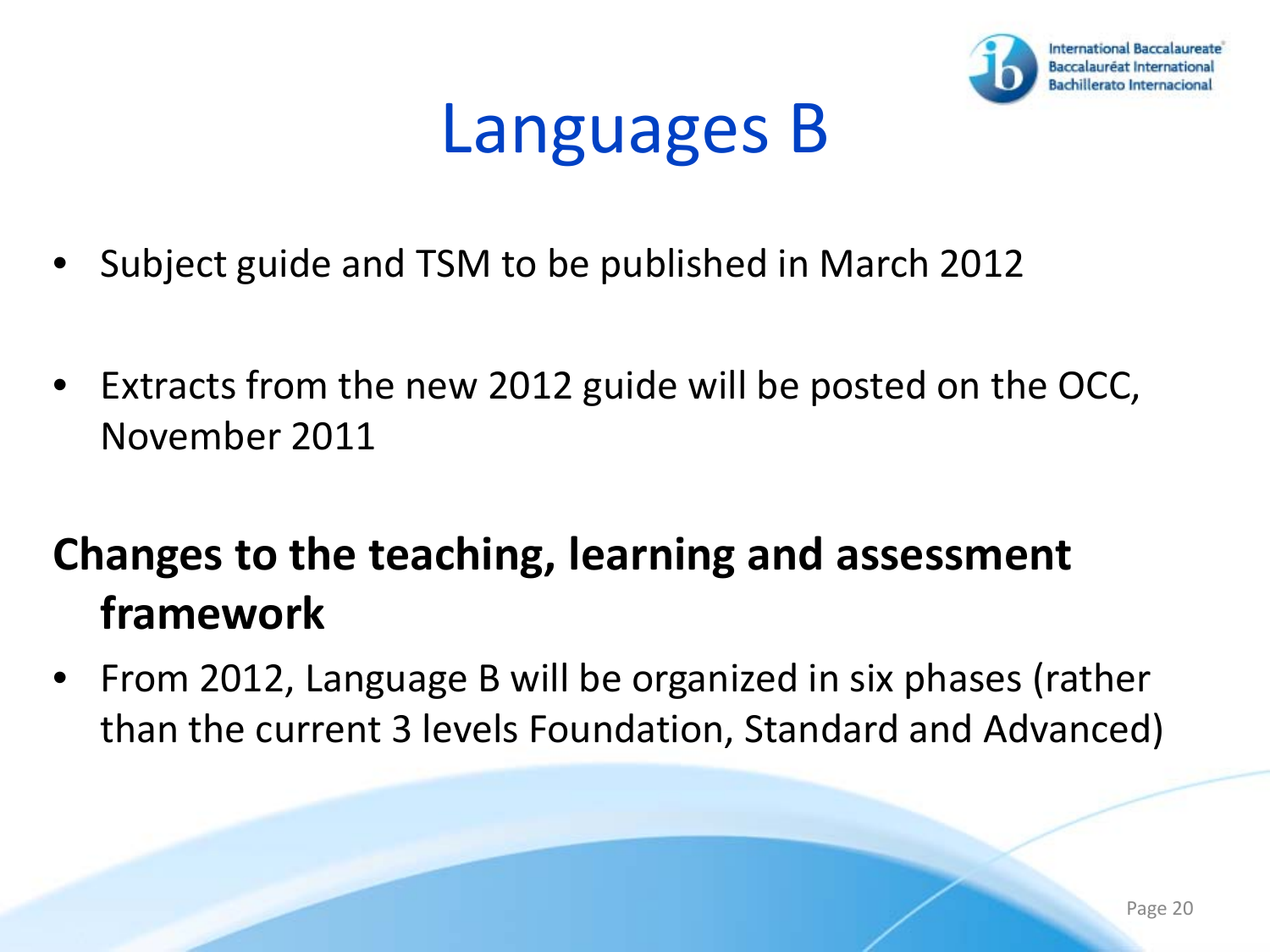# Languages B

- Subject guide and TSM to be published in March 2012
- Extracts from the new 2012 guide will be posted on the OCC, November 2011

## Changes to the teaching, learning and assessment framework

- From 2012, Language B will be organized in six phases (rather than the current 3 levels Foundation, Standard and Advanced)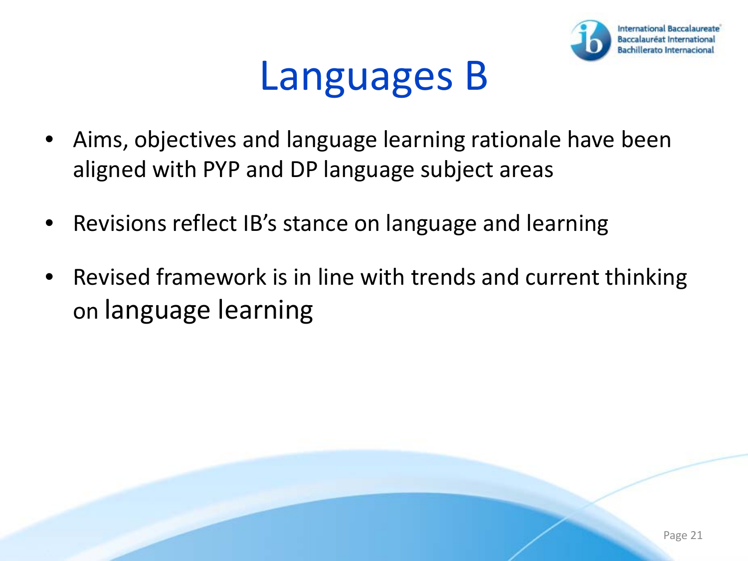# Languages B

- Aims, objectives and language learning rationale have been aligned with PYP and DP language subject areas
- Revisions reflect IB's stance on language and learning
- Revised framework is in line with trends and current thinking on language learning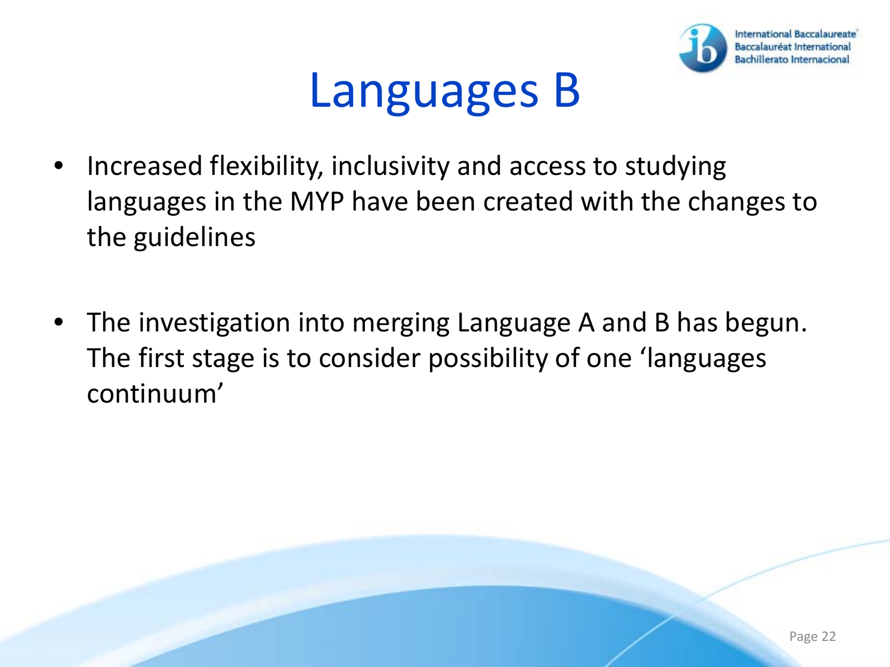# Languages B

- Increased flexibility, inclusivity and access to studying languages in the MYP have been created with the changes to the guidelines
- The investigation into merging Language A and B has begun. The first stage is to consider possibility of one ‘languages continuum’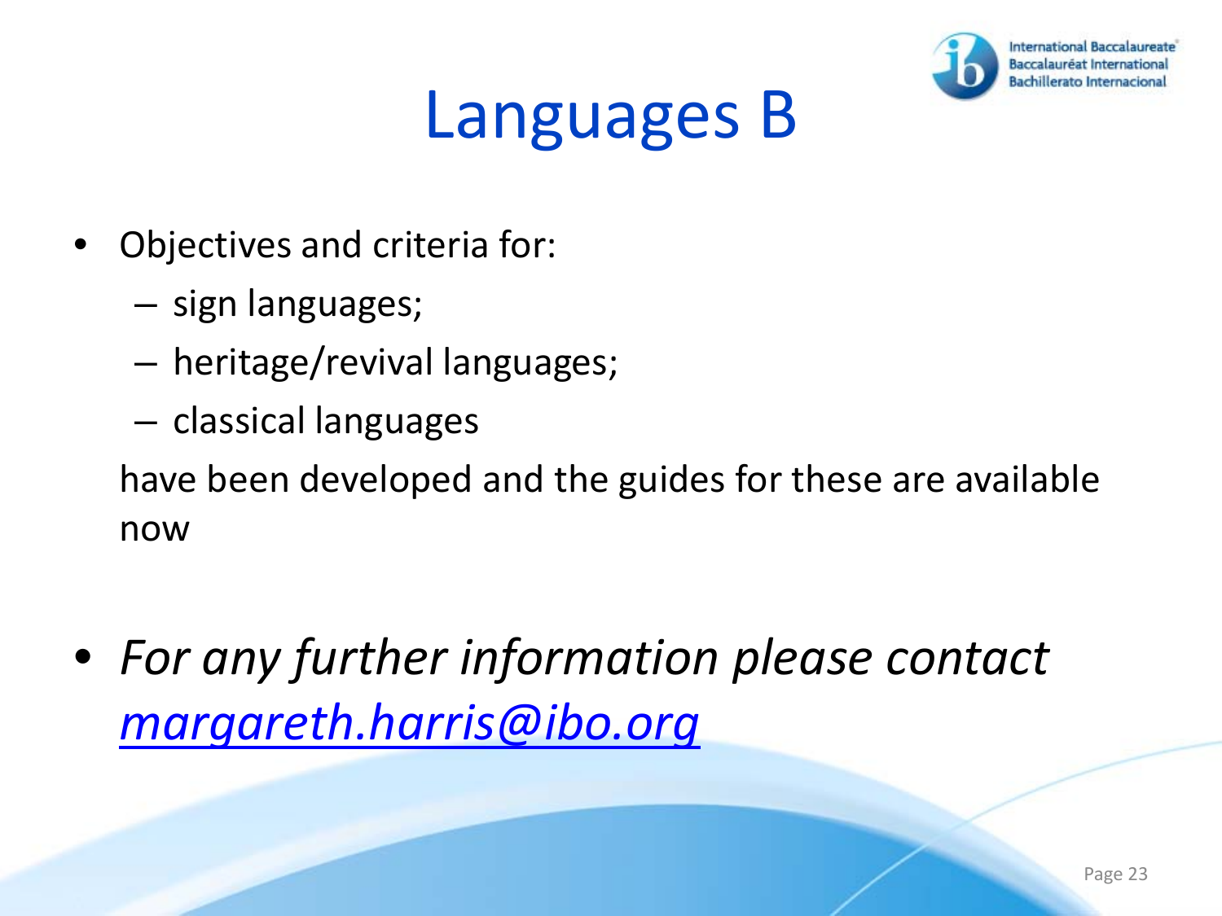# Languages B

- Objectives and criteria for:
  - sign languages;
  - heritage/revival languages;
  - classical languages

  have been developed and the guides for these are available now

- *For any further information please contact [margareth.harris@ibo.org](mailto:margareth.harris@ibo.org)*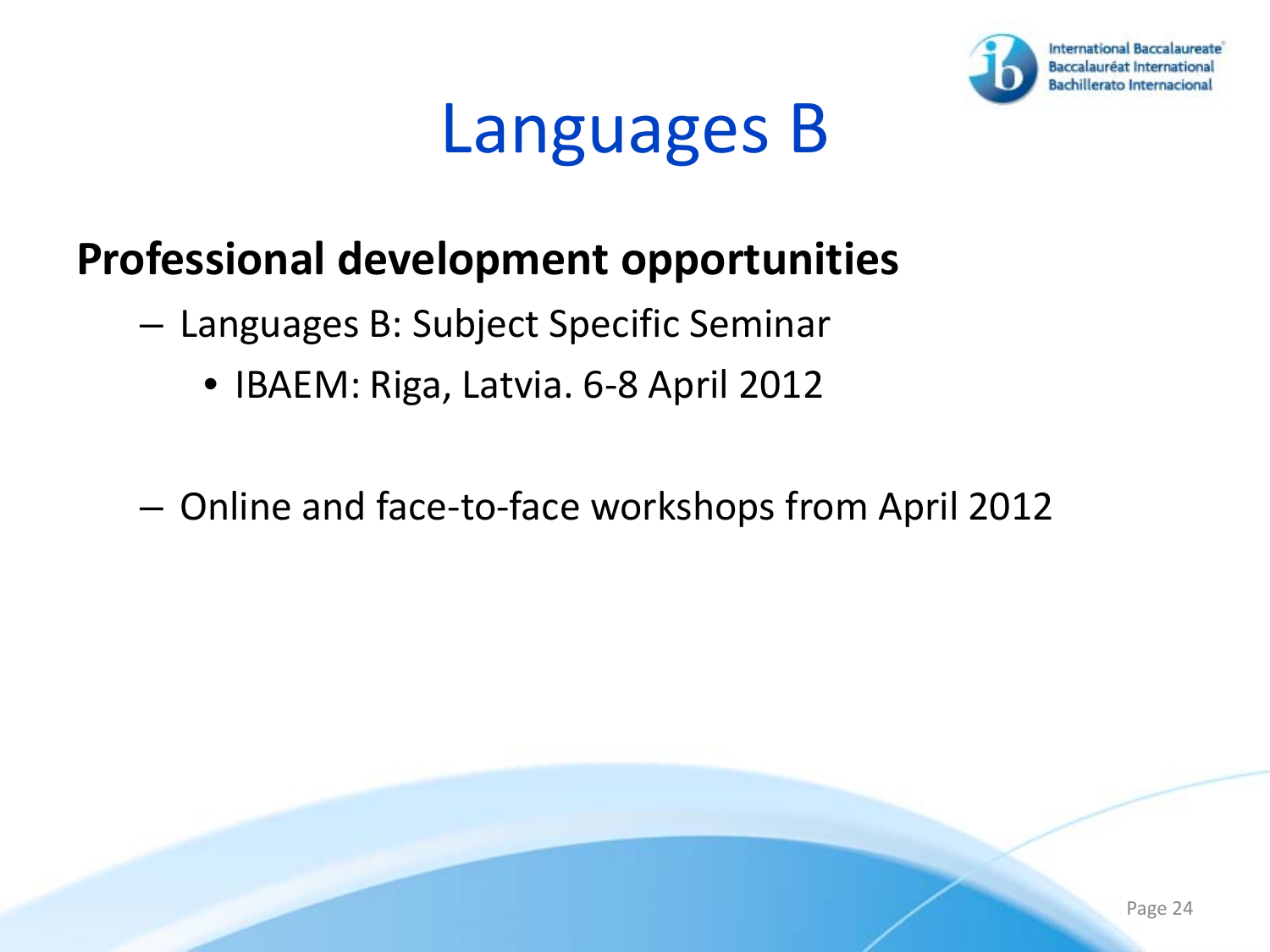# Languages B

## Professional development opportunities

- Languages B: Subject Specific Seminar
  - IBAEM: Riga, Latvia. 6-8 April 2012

- Online and face-to-face workshops from April 2012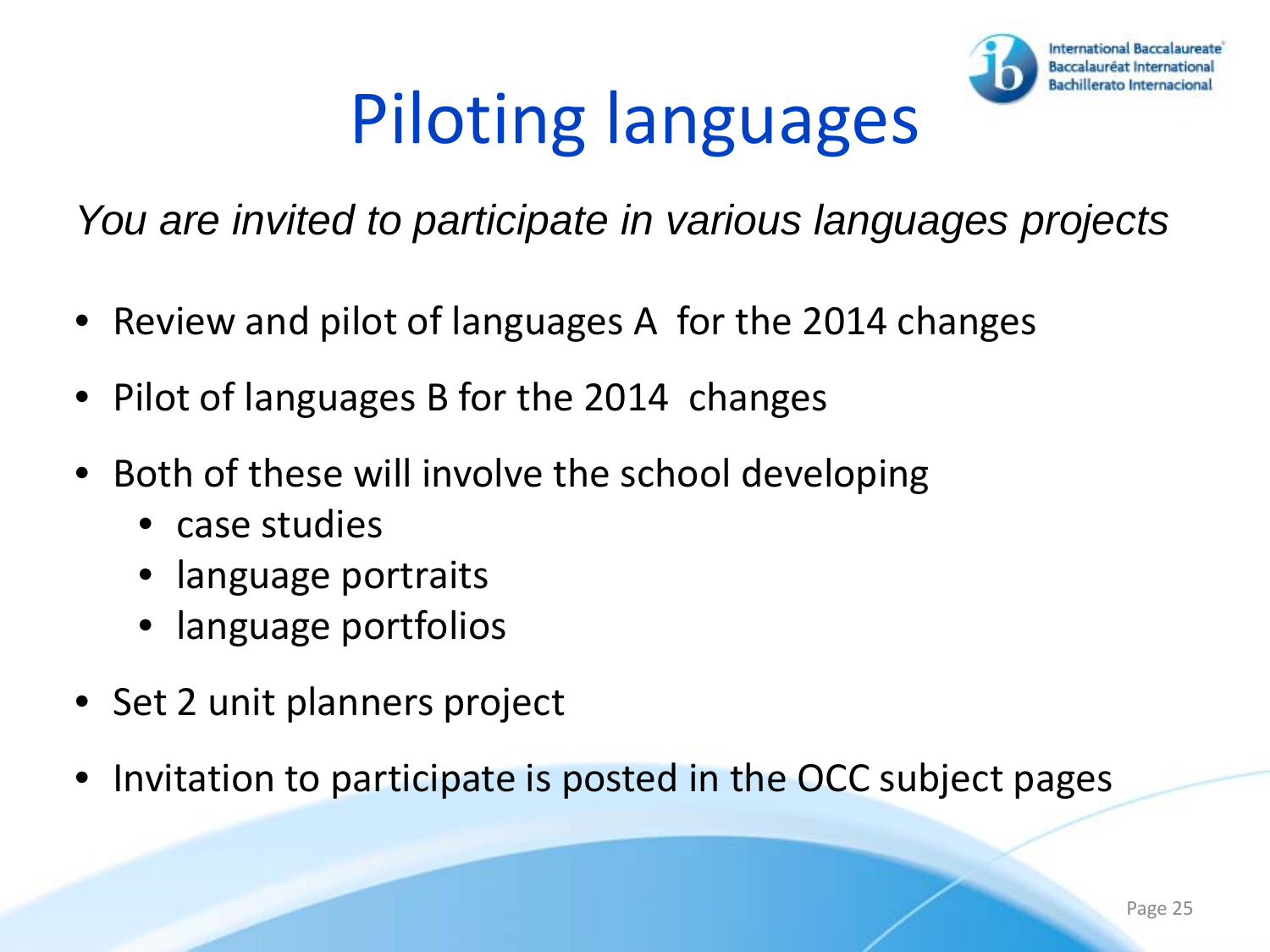# Piloting languages

*You are invited to participate in various languages projects*

- Review and pilot of languages A for the 2014 changes
- Pilot of languages B for the 2014 changes
- Both of these will involve the school developing
  - case studies
  - language portraits
  - language portfolios
- Set 2 unit planners project
- Invitation to participate is posted in the OCC subject pages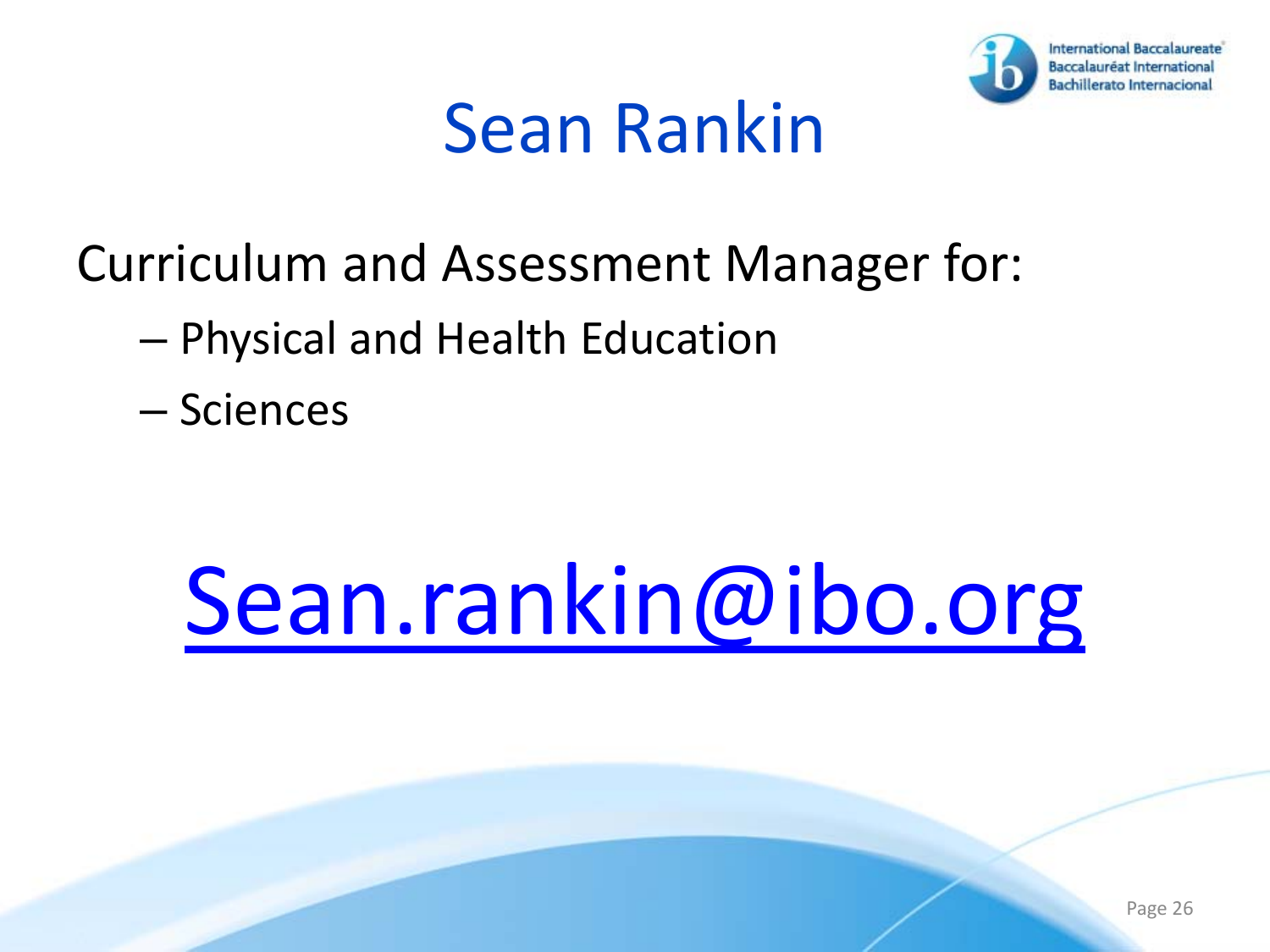# Sean Rankin

Curriculum and Assessment Manager for:

- Physical and Health Education
- Sciences

Sean.rankin@ibo.org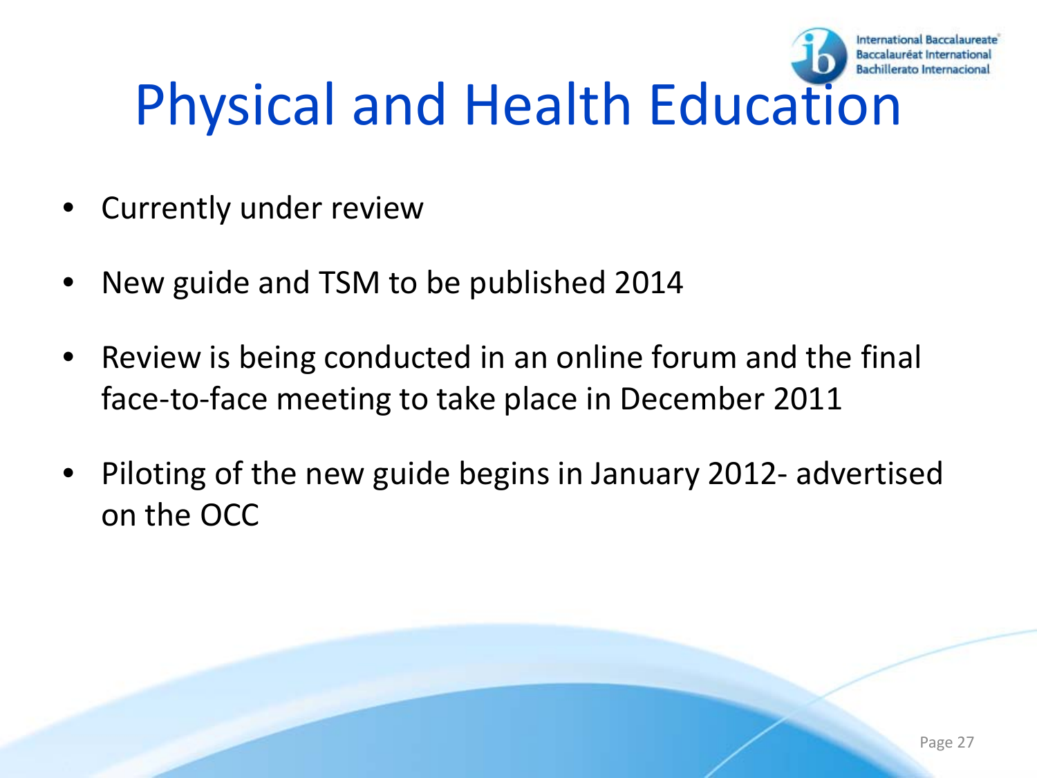# Physical and Health Education

- Currently under review
- New guide and TSM to be published 2014
- Review is being conducted in an online forum and the final face-to-face meeting to take place in December 2011
- Piloting of the new guide begins in January 2012- advertised on the OCC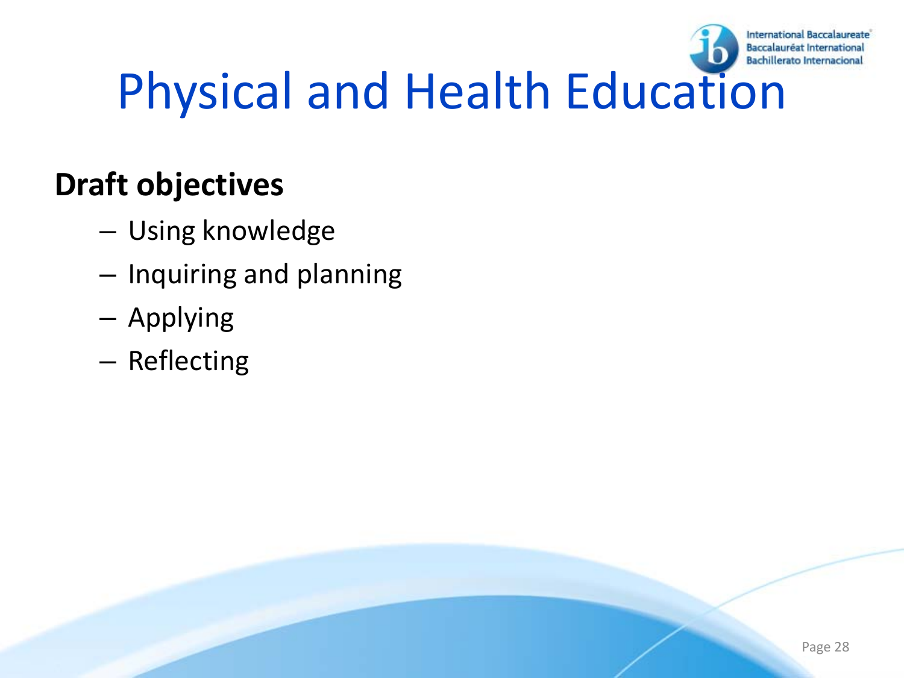# Physical and Health Education

**Draft objectives**

- Using knowledge
- Inquiring and planning
- Applying
- Reflecting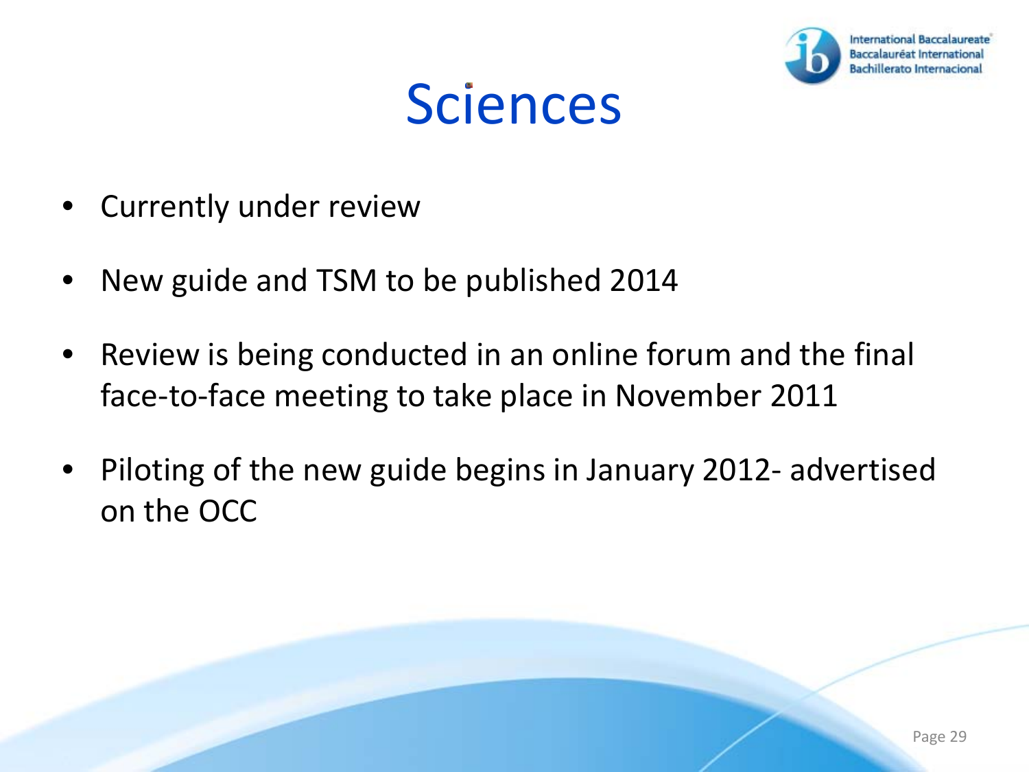# Sciences

- Currently under review
- New guide and TSM to be published 2014
- Review is being conducted in an online forum and the final face-to-face meeting to take place in November 2011
- Piloting of the new guide begins in January 2012- advertised on the OCC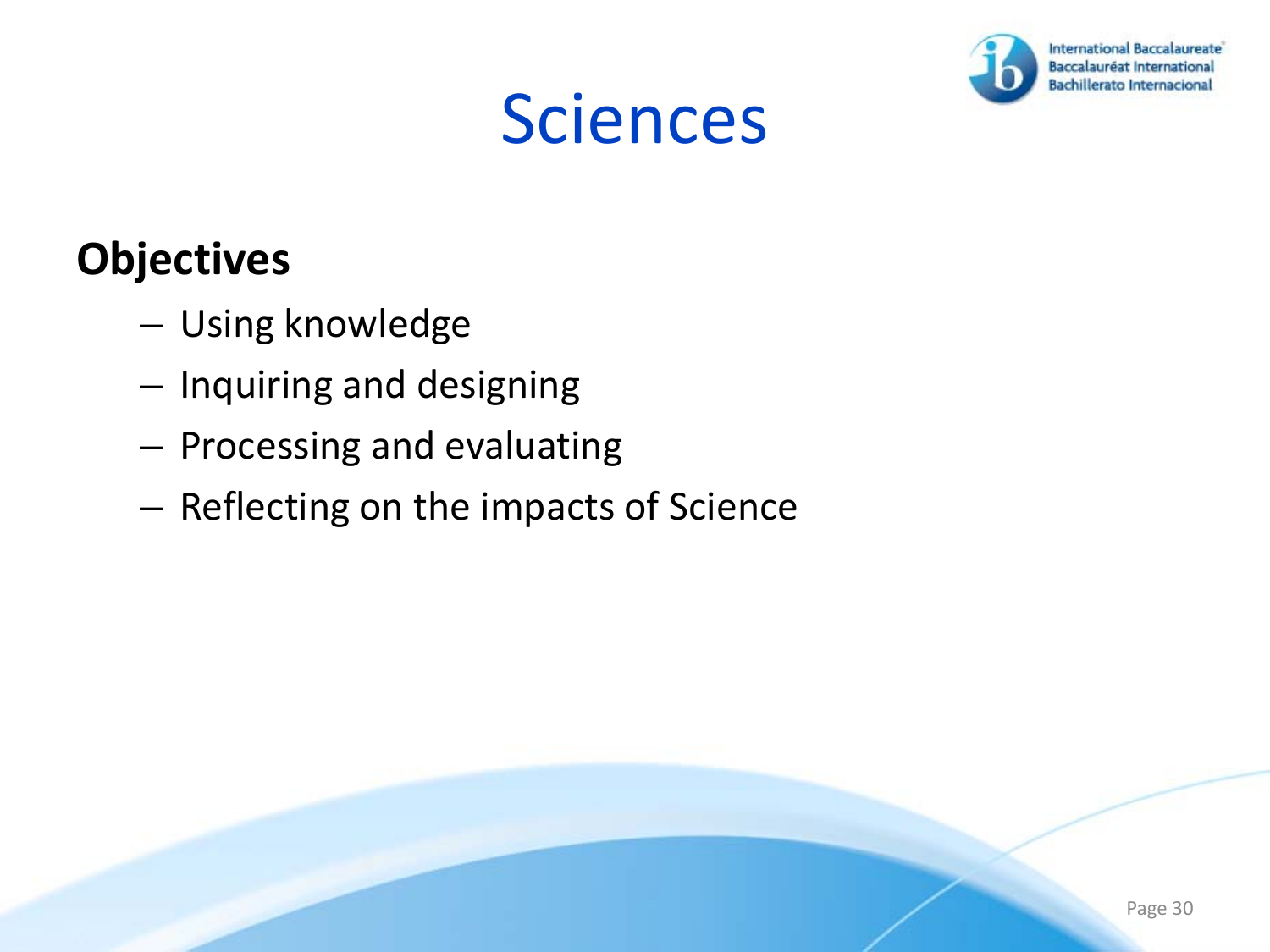# Sciences

**Objectives**

- Using knowledge
- Inquiring and designing
- Processing and evaluating
- Reflecting on the impacts of Science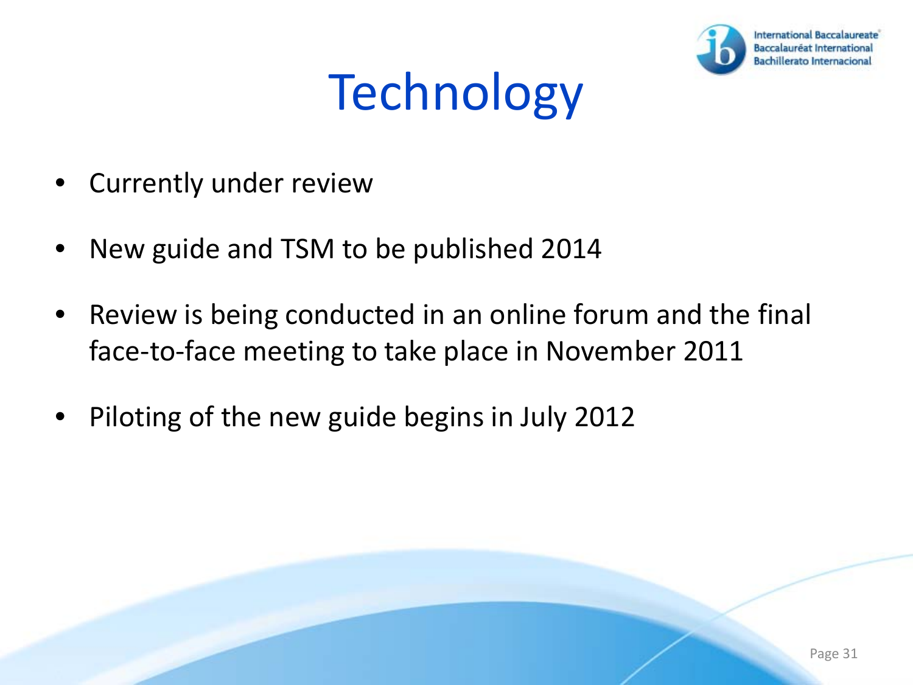# Technology

- Currently under review
- New guide and TSM to be published 2014
- Review is being conducted in an online forum and the final face-to-face meeting to take place in November 2011
- Piloting of the new guide begins in July 2012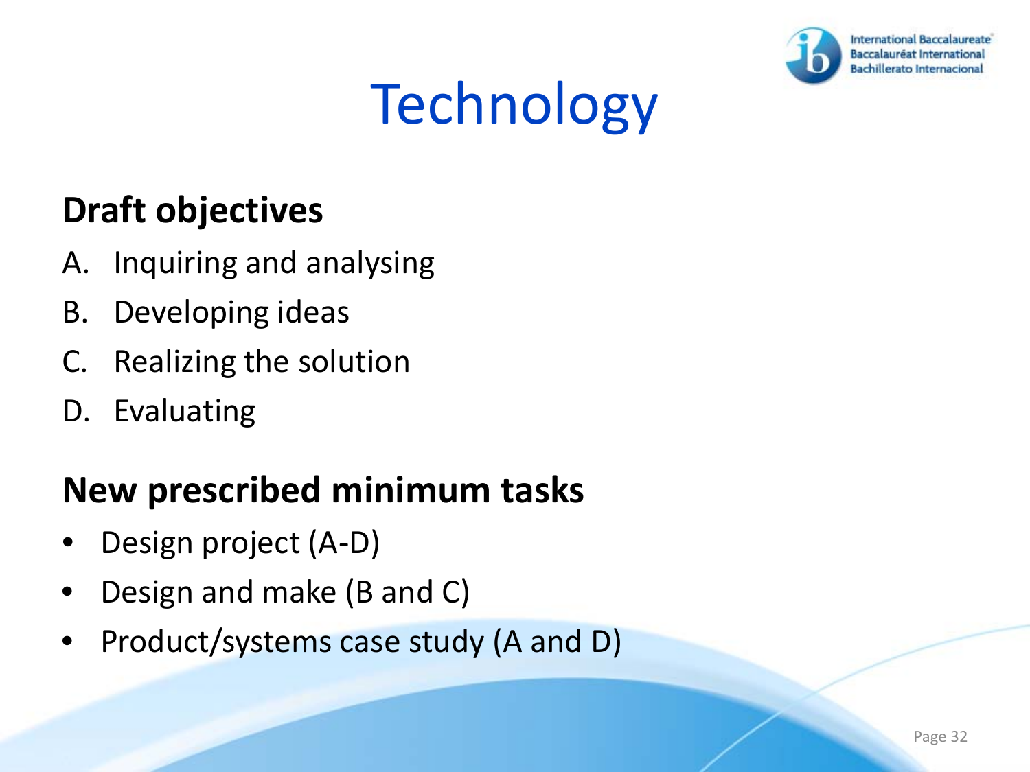# Technology

## Draft objectives

A. Inquiring and analysing
B. Developing ideas
C. Realizing the solution
D. Evaluating

## New prescribed minimum tasks

- Design project (A-D)
- Design and make (B and C)
- Product/systems case study (A and D)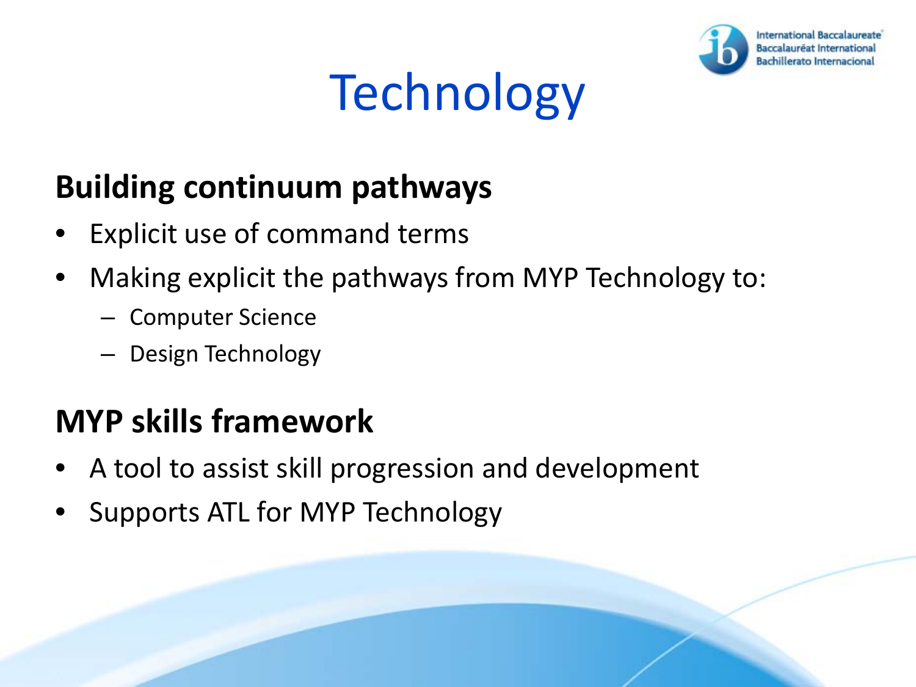# Technology

## Building continuum pathways

- Explicit use of command terms
- Making explicit the pathways from MYP Technology to:
  - Computer Science
  - Design Technology

## MYP skills framework

- A tool to assist skill progression and development
- Supports ATL for MYP Technology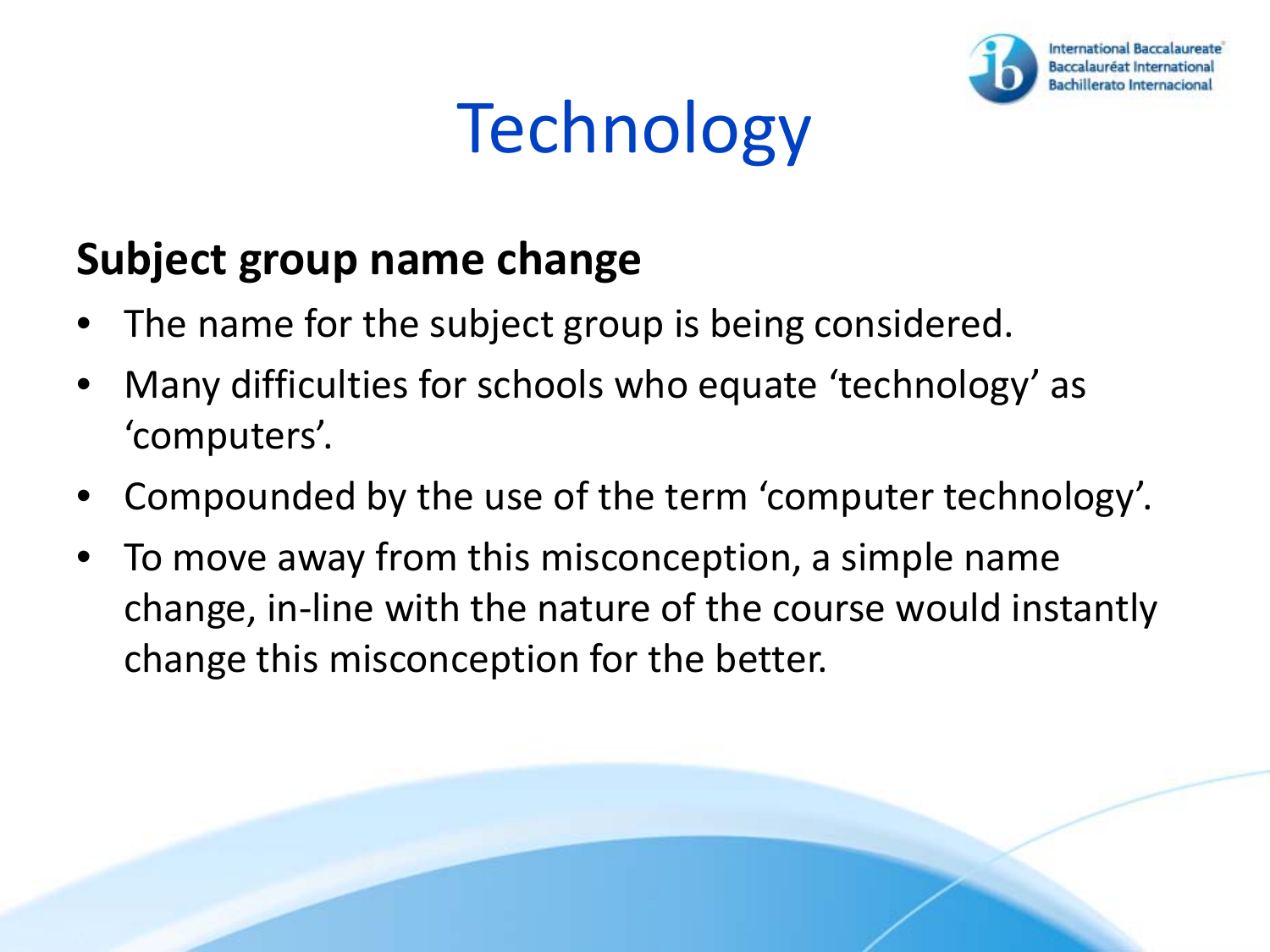# Technology

## Subject group name change

- The name for the subject group is being considered.
- Many difficulties for schools who equate 'technology' as 'computers'.
- Compounded by the use of the term 'computer technology'.
- To move away from this misconception, a simple name change, in-line with the nature of the course would instantly change this misconception for the better.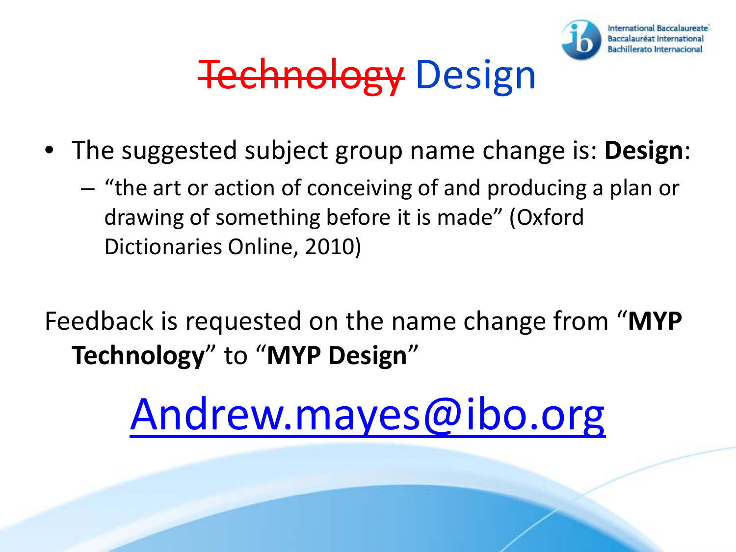# ~~Technology~~ Design

- The suggested subject group name change is: **Design**:
  - "the art or action of conceiving of and producing a plan or drawing of something before it is made" (Oxford Dictionaries Online, 2010)

Feedback is requested on the name change from "**MYP Technology**" to "**MYP Design**"

Andrew.mayes@ibo.org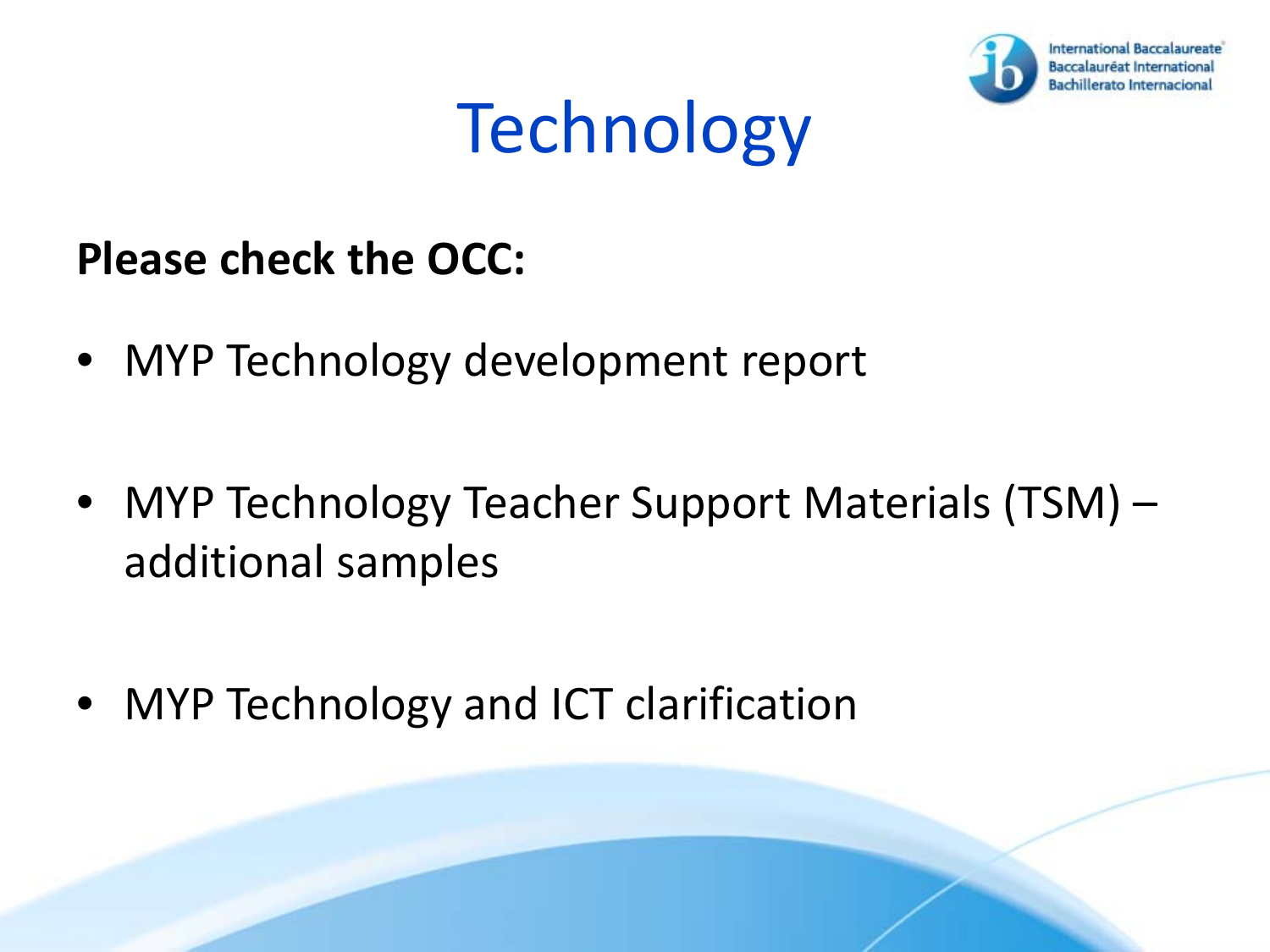# Technology

**Please check the OCC:**

- MYP Technology development report
- MYP Technology Teacher Support Materials (TSM) – additional samples
- MYP Technology and ICT clarification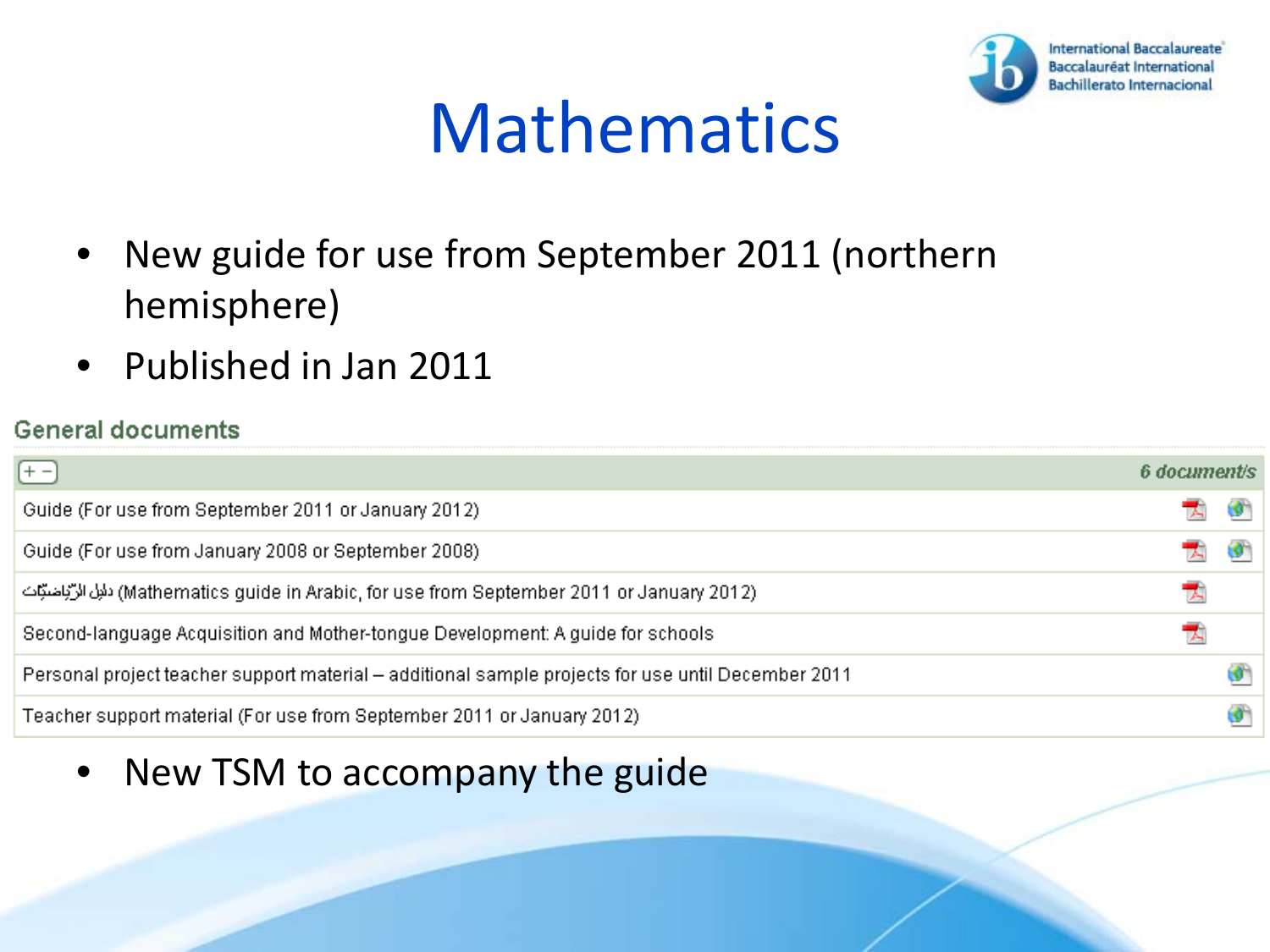# Mathematics

- New guide for use from September 2011 (northern hemisphere)
- Published in Jan 2011

## General documents

| + − | 6 document/s |
|---|---|
| Guide (For use from September 2011 or January 2012) | |
| Guide (For use from January 2008 or September 2008) | |
| دليل الرّياضيّات (Mathematics guide in Arabic, for use from September 2011 or January 2012) | |
| Second-language Acquisition and Mother-tongue Development: A guide for schools | |
| Personal project teacher support material – additional sample projects for use until December 2011 | |
| Teacher support material (For use from September 2011 or January 2012) | |

- New TSM to accompany the guide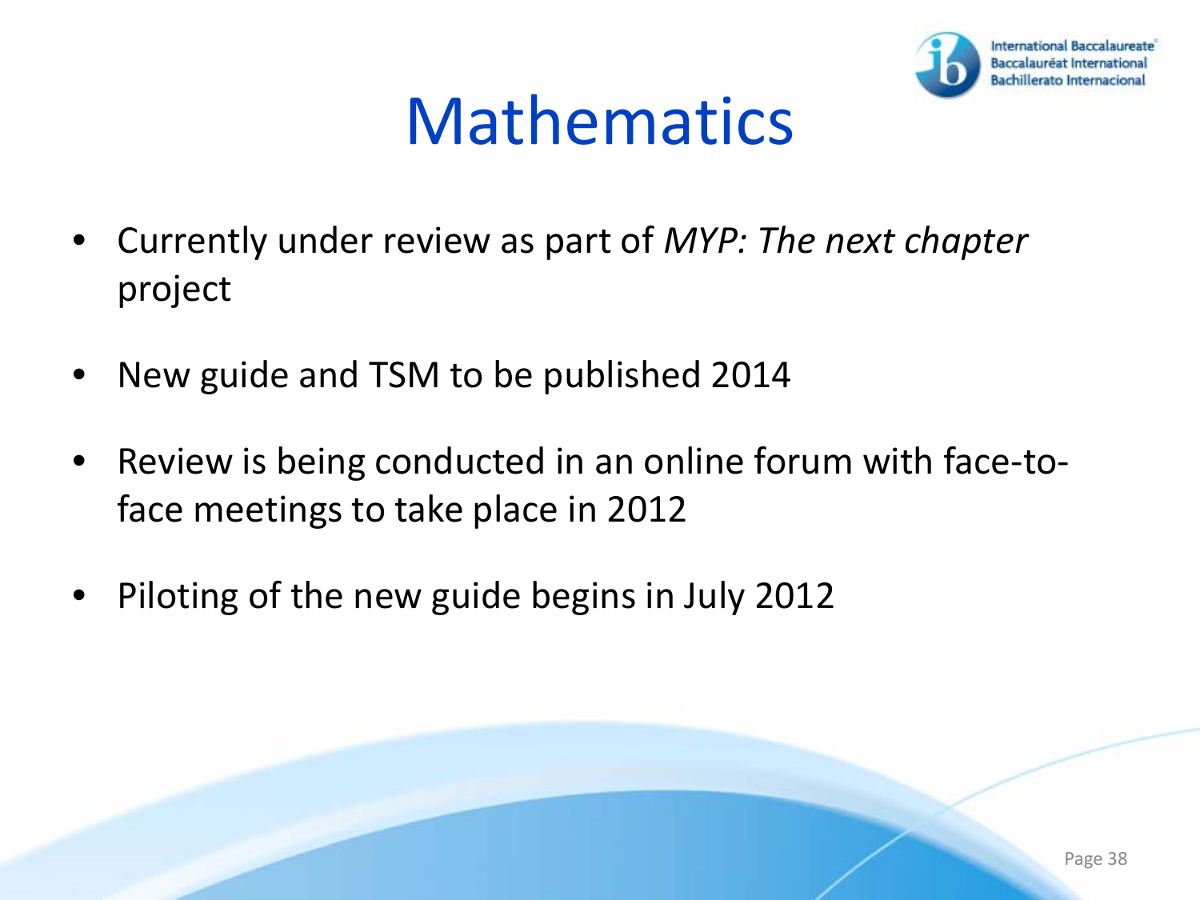# Mathematics

- Currently under review as part of *MYP: The next chapter* project
- New guide and TSM to be published 2014
- Review is being conducted in an online forum with face-to-face meetings to take place in 2012
- Piloting of the new guide begins in July 2012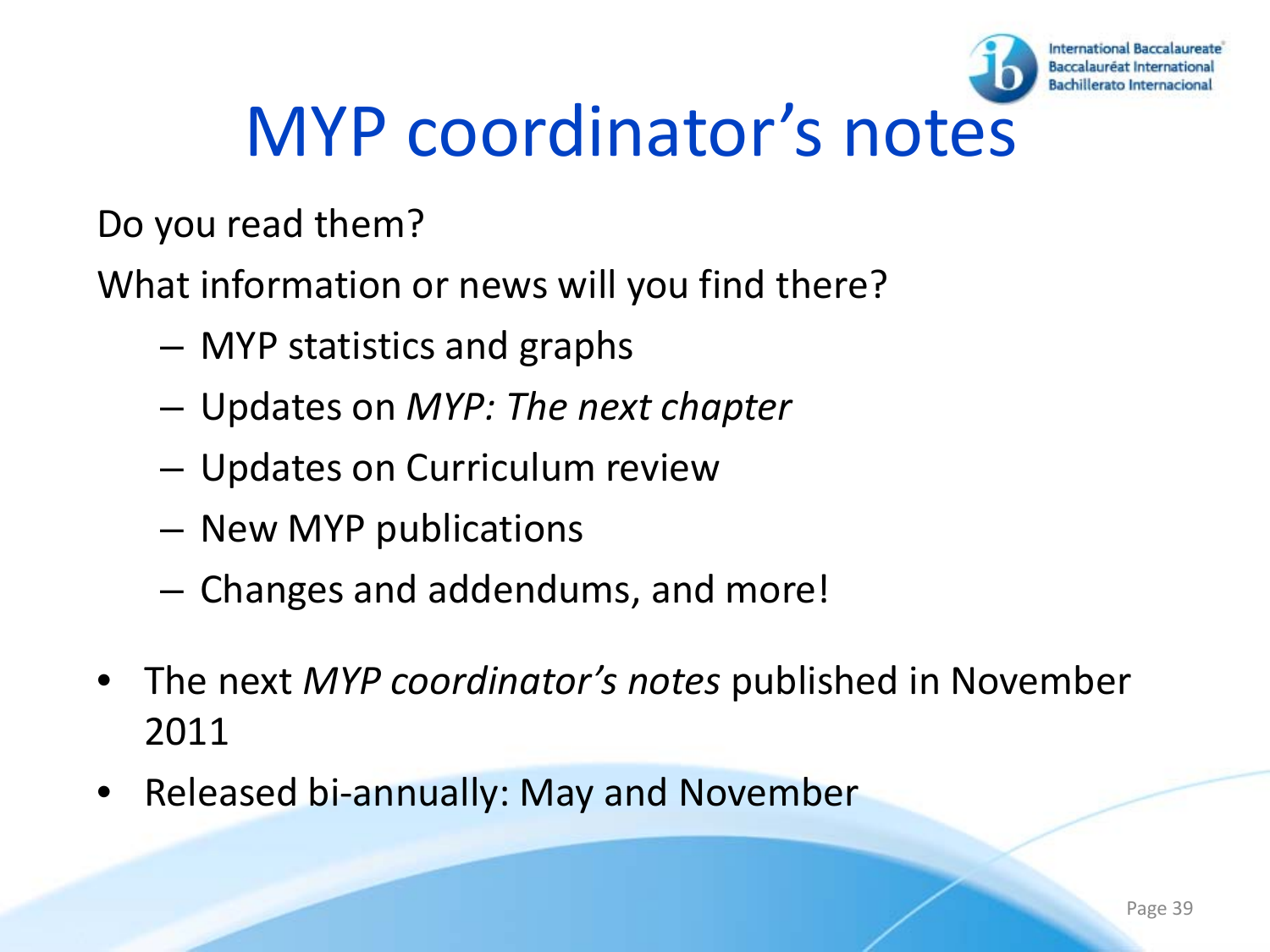# MYP coordinator's notes

Do you read them?

What information or news will you find there?

- MYP statistics and graphs
- Updates on *MYP: The next chapter*
- Updates on Curriculum review
- New MYP publications
- Changes and addendums, and more!

- The next *MYP coordinator's notes* published in November 2011
- Released bi-annually: May and November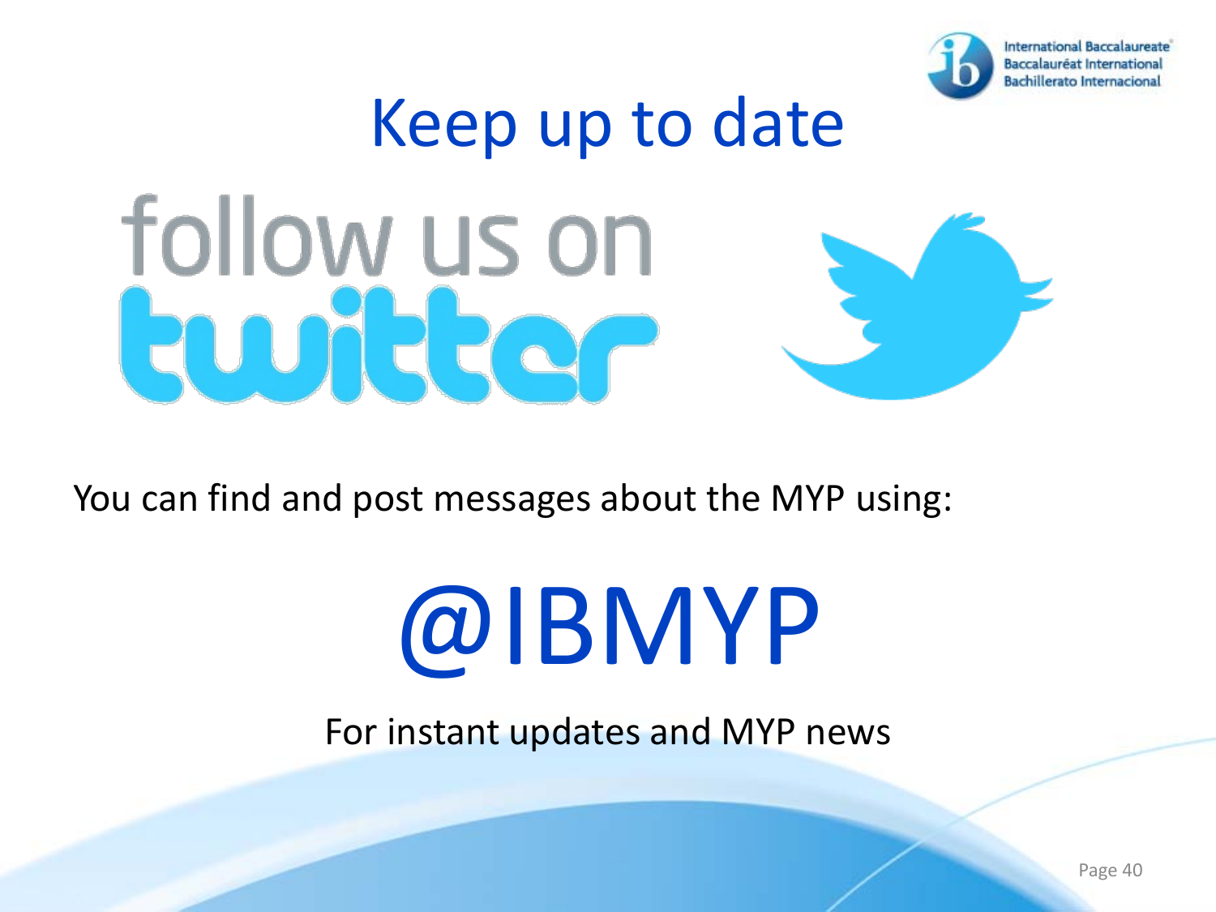# Keep up to date

follow us on twitter

You can find and post messages about the MYP using:

## @IBMYP

For instant updates and MYP news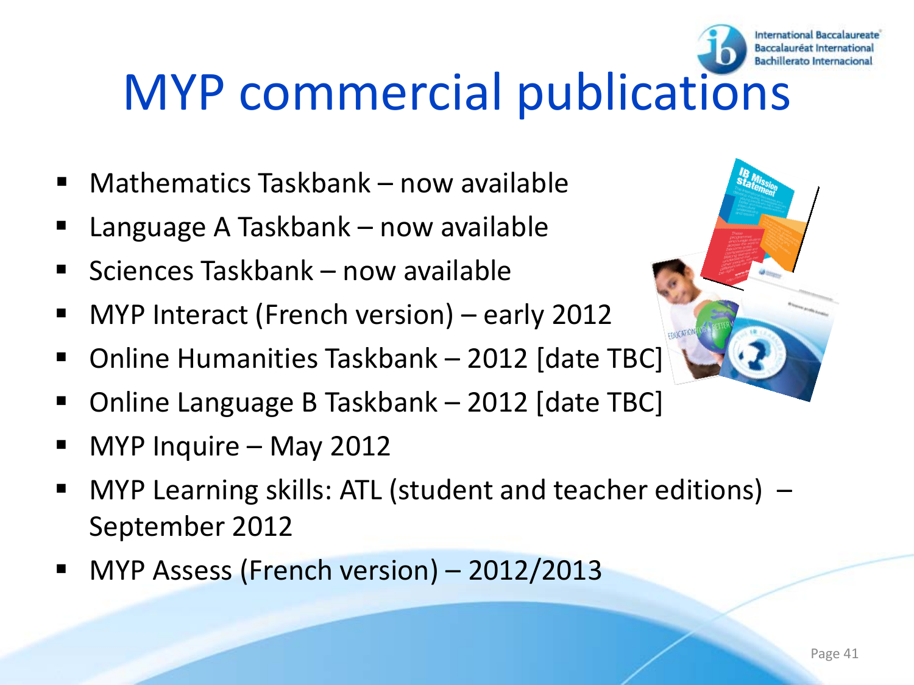# MYP commercial publications

- Mathematics Taskbank – now available
- Language A Taskbank – now available
- Sciences Taskbank – now available
- MYP Interact (French version) – early 2012
- Online Humanities Taskbank – 2012 [date TBC]
- Online Language B Taskbank – 2012 [date TBC]
- MYP Inquire – May 2012
- MYP Learning skills: ATL (student and teacher editions) – September 2012
- MYP Assess (French version) – 2012/2013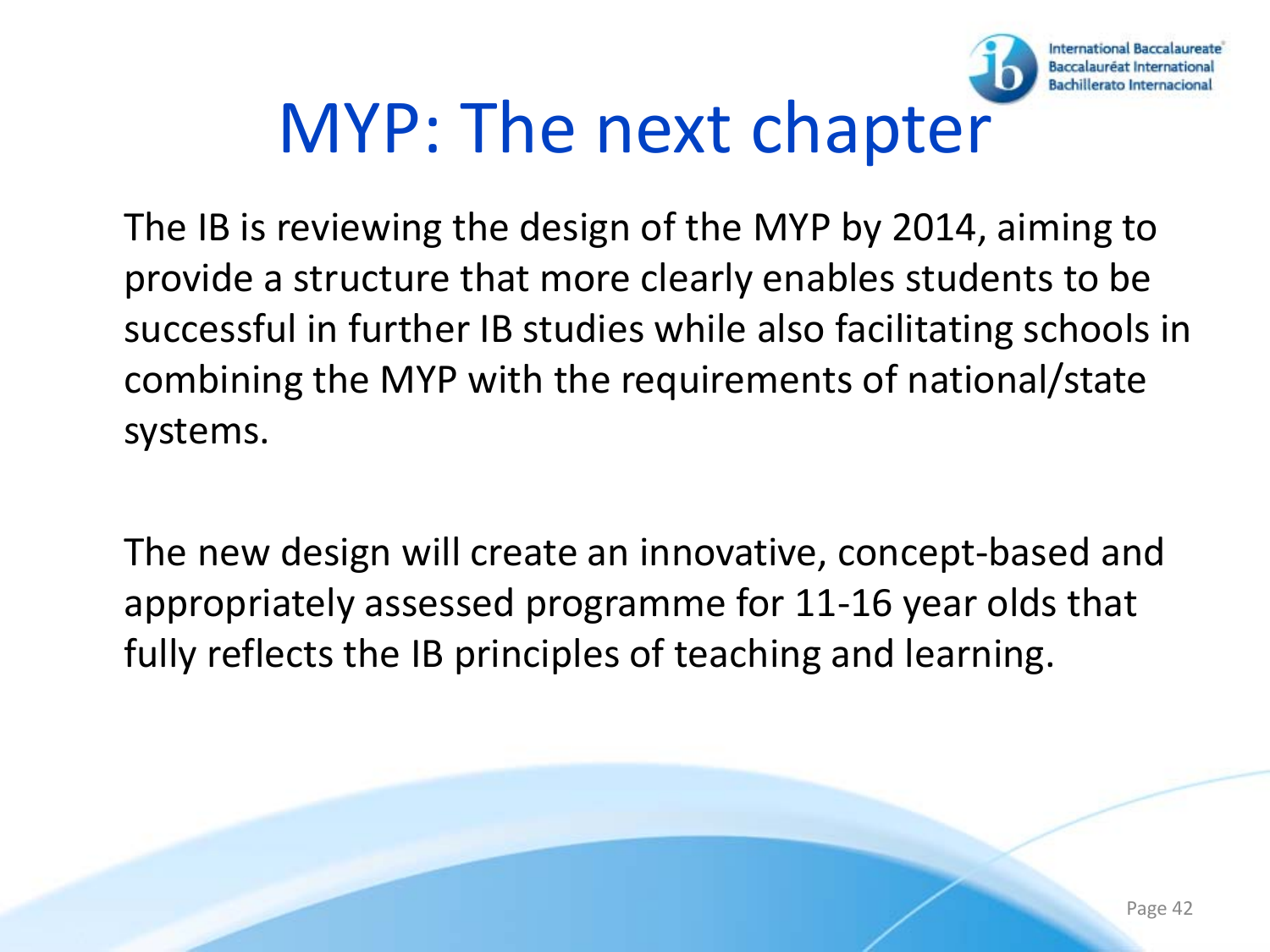# MYP: The next chapter

The IB is reviewing the design of the MYP by 2014, aiming to provide a structure that more clearly enables students to be successful in further IB studies while also facilitating schools in combining the MYP with the requirements of national/state systems.

The new design will create an innovative, concept-based and appropriately assessed programme for 11-16 year olds that fully reflects the IB principles of teaching and learning.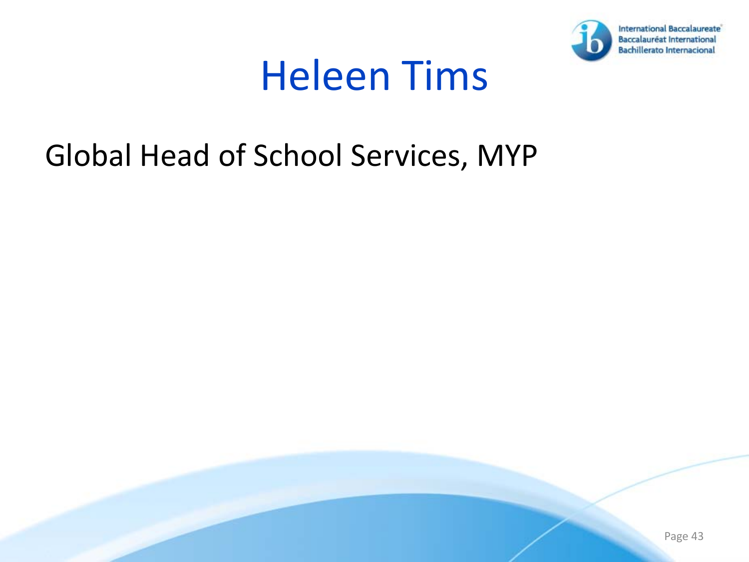# Heleen Tims

Global Head of School Services, MYP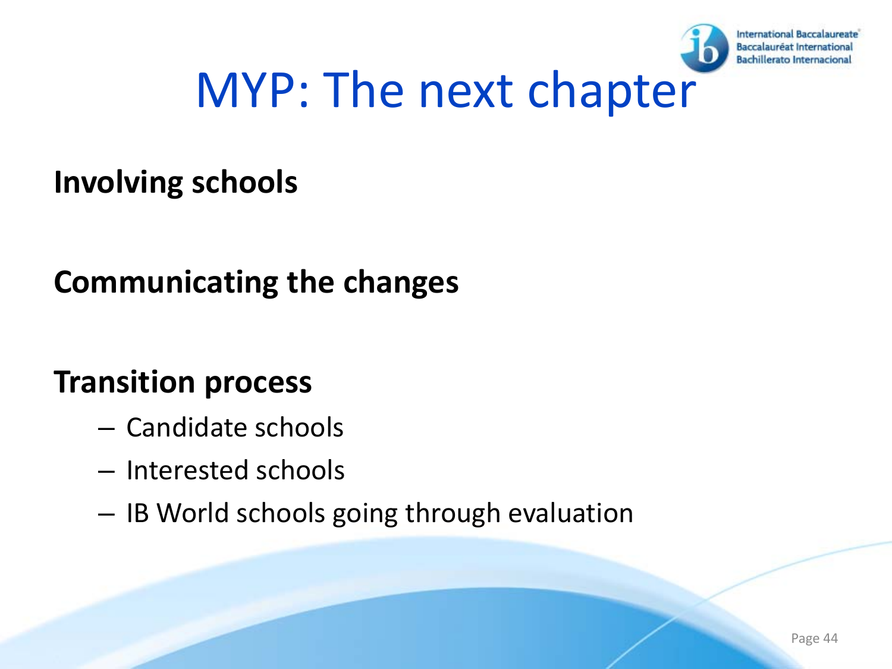# MYP: The next chapter

**Involving schools**

**Communicating the changes**

**Transition process**

- Candidate schools
- Interested schools
- IB World schools going through evaluation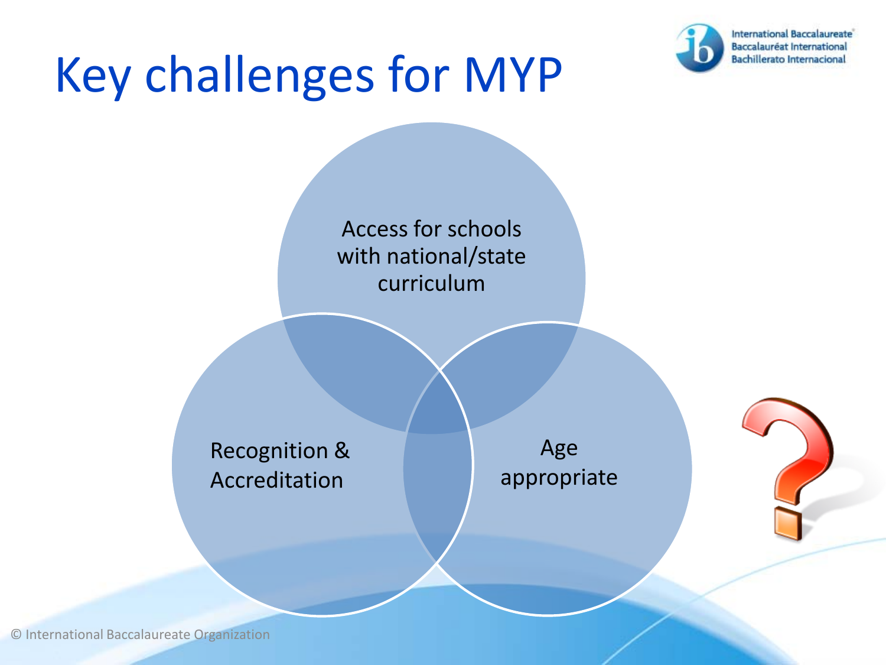# Key challenges for MYP

- Access for schools with national/state curriculum
- Recognition & Accreditation
- Age appropriate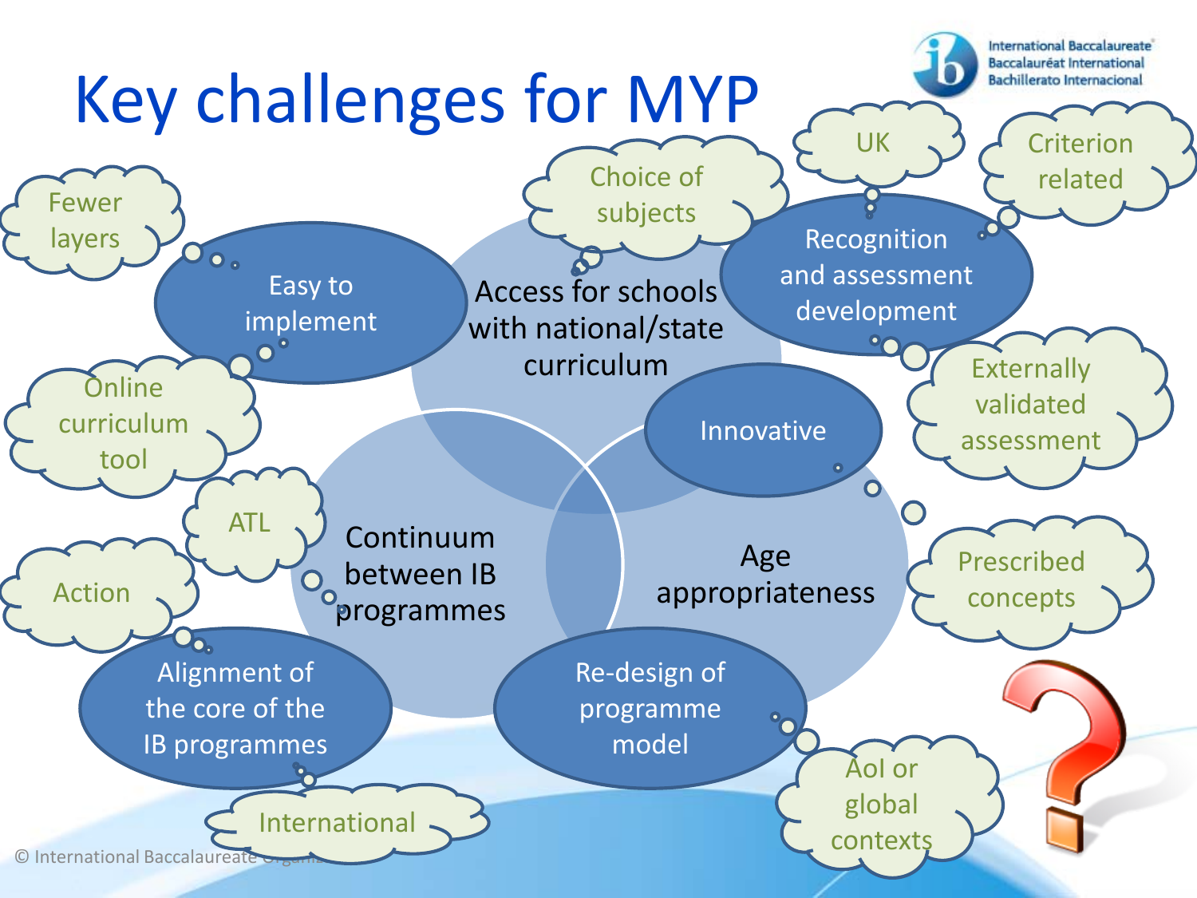# Key challenges for MYP

- Access for schools with national/state curriculum
  - Choice of subjects
- Recognition and assessment development
  - UK
  - Criterion related
  - Externally validated assessment
- Easy to implement
  - Fewer layers
  - Online curriculum tool
- Innovative
- Continuum between IB programmes
  - ATL
  - Action
- Age appropriateness
  - Prescribed concepts
- Alignment of the core of the IB programmes
  - International
- Re-design of programme model
  - AoI or global contexts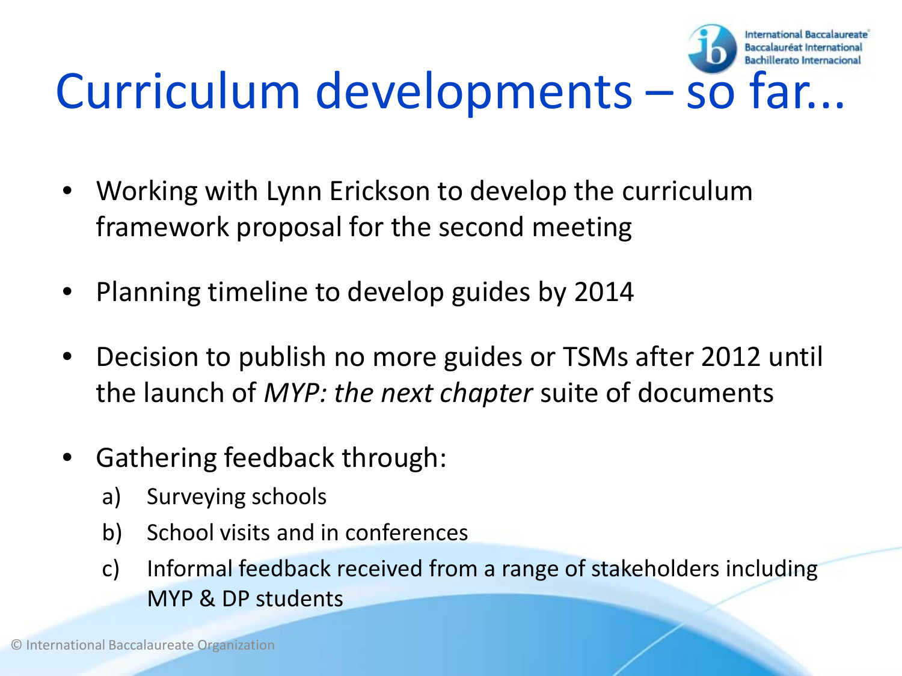# Curriculum developments – so far...

- Working with Lynn Erickson to develop the curriculum framework proposal for the second meeting
- Planning timeline to develop guides by 2014
- Decision to publish no more guides or TSMs after 2012 until the launch of *MYP: the next chapter* suite of documents
- Gathering feedback through:
  a) Surveying schools
  b) School visits and in conferences
  c) Informal feedback received from a range of stakeholders including MYP & DP students

© International Baccalaureate Organization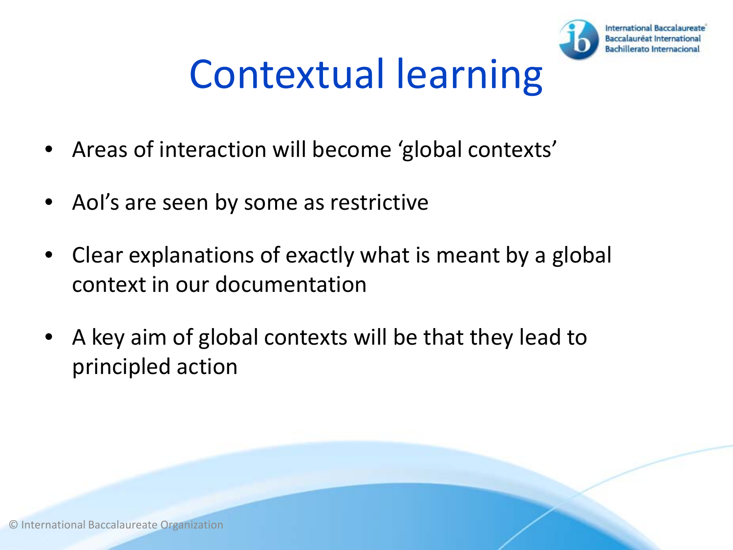# Contextual learning

- Areas of interaction will become 'global contexts'
- AoI's are seen by some as restrictive
- Clear explanations of exactly what is meant by a global context in our documentation
- A key aim of global contexts will be that they lead to principled action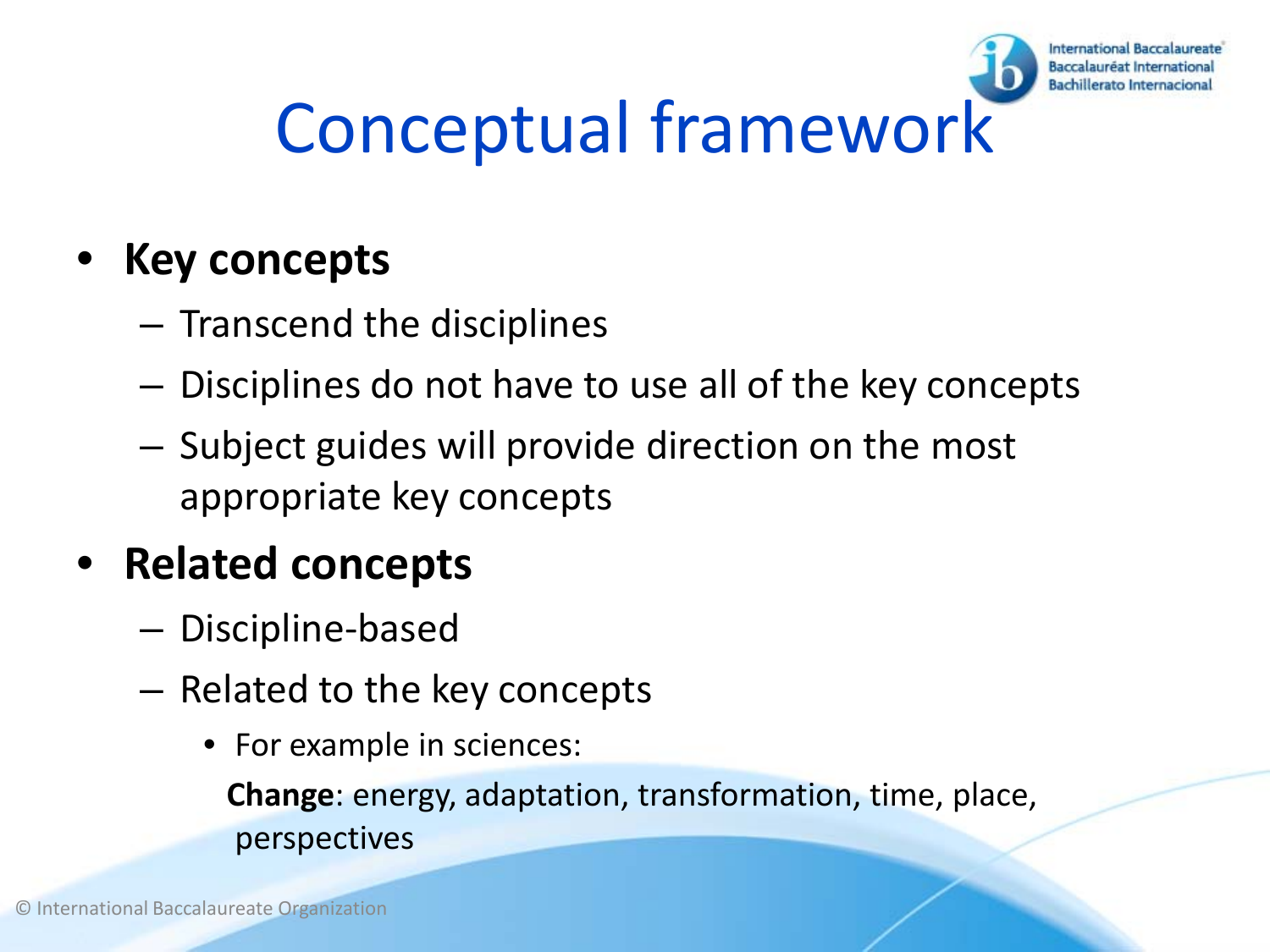# Conceptual framework

- **Key concepts**
  - Transcend the disciplines
  - Disciplines do not have to use all of the key concepts
  - Subject guides will provide direction on the most appropriate key concepts
- **Related concepts**
  - Discipline-based
  - Related to the key concepts
    - For example in sciences:

      **Change**: energy, adaptation, transformation, time, place, perspectives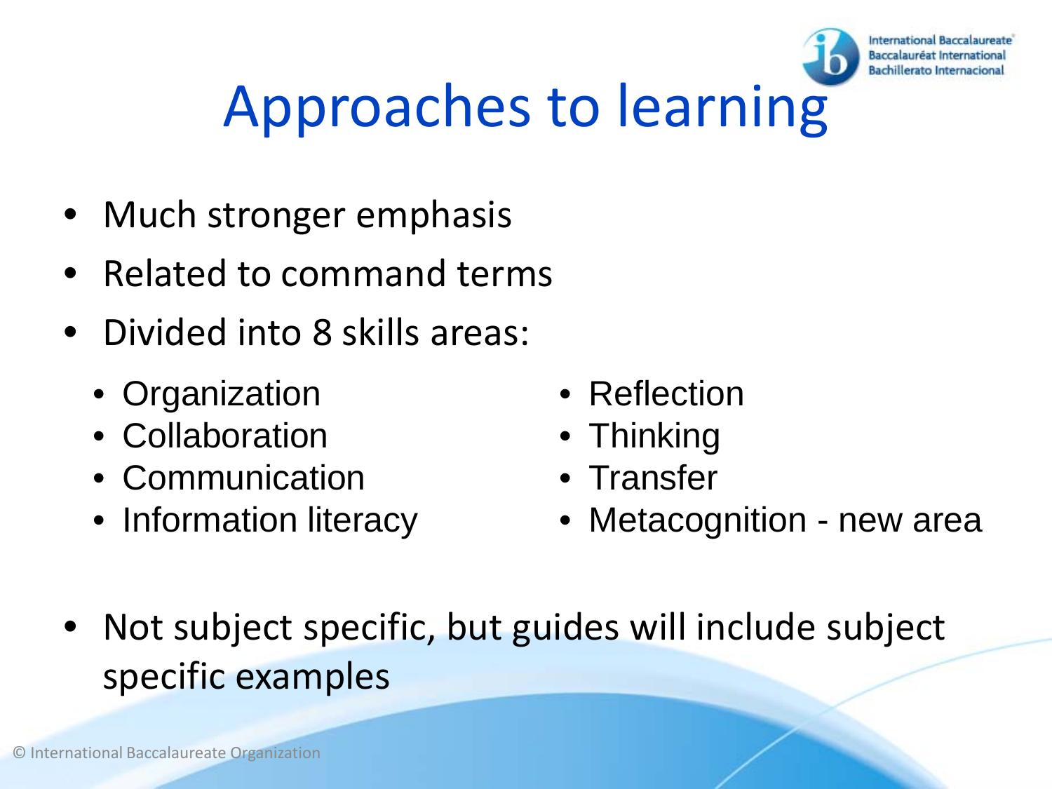# Approaches to learning

- Much stronger emphasis
- Related to command terms
- Divided into 8 skills areas:
  - Organization
  - Collaboration
  - Communication
  - Information literacy
  - Reflection
  - Thinking
  - Transfer
  - Metacognition - new area
- Not subject specific, but guides will include subject specific examples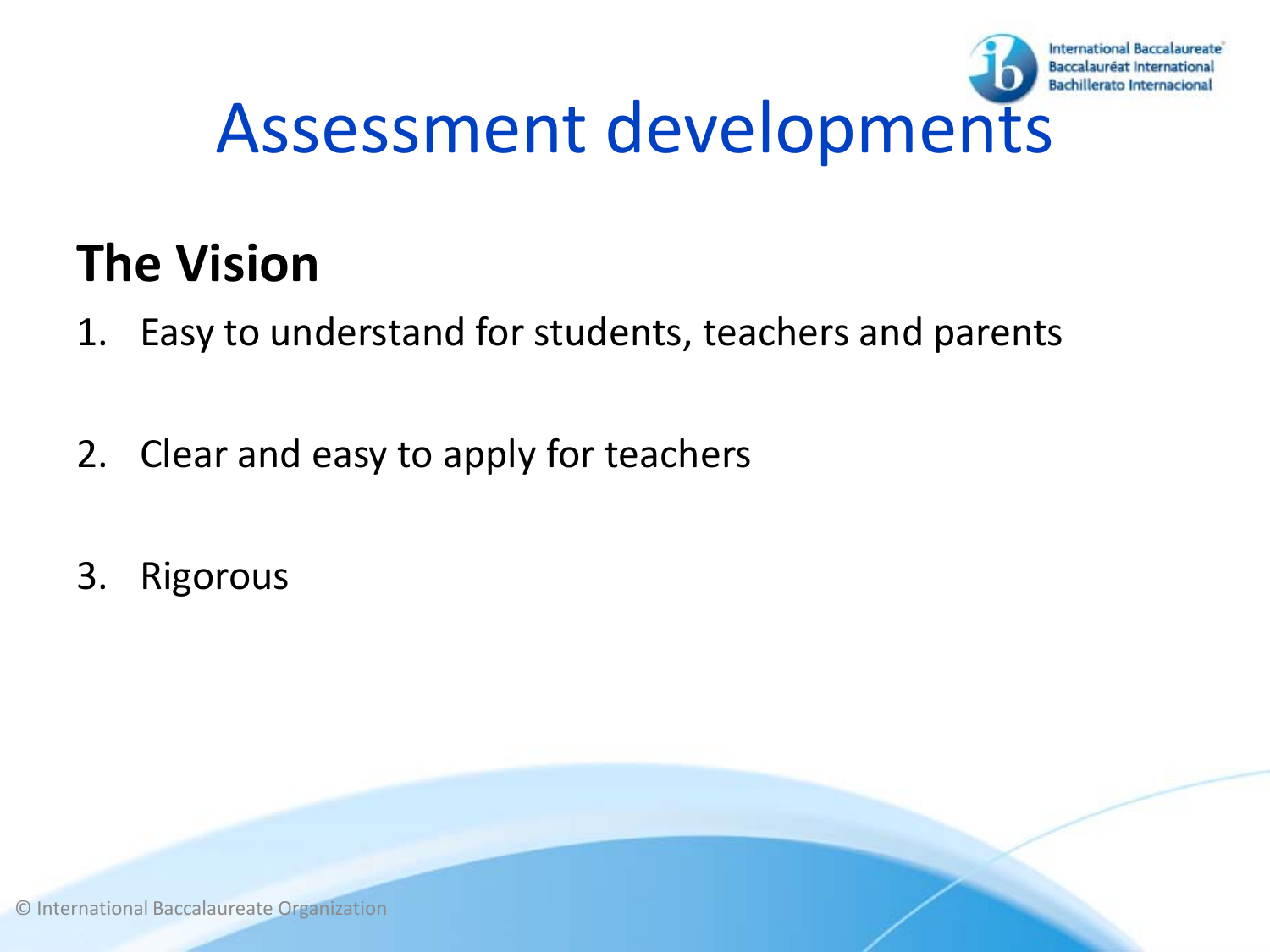# Assessment developments

## The Vision

1. Easy to understand for students, teachers and parents
2. Clear and easy to apply for teachers
3. Rigorous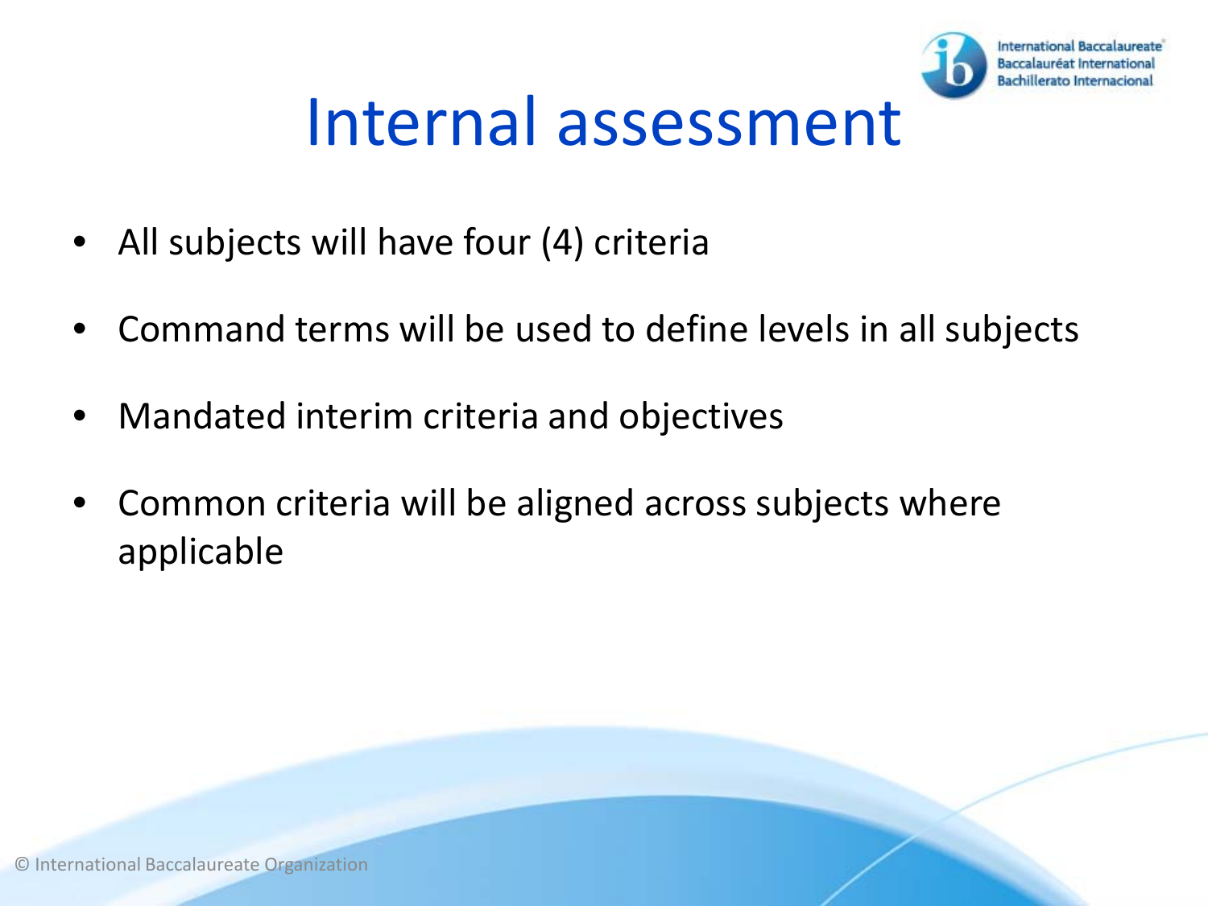# Internal assessment

- All subjects will have four (4) criteria
- Command terms will be used to define levels in all subjects
- Mandated interim criteria and objectives
- Common criteria will be aligned across subjects where applicable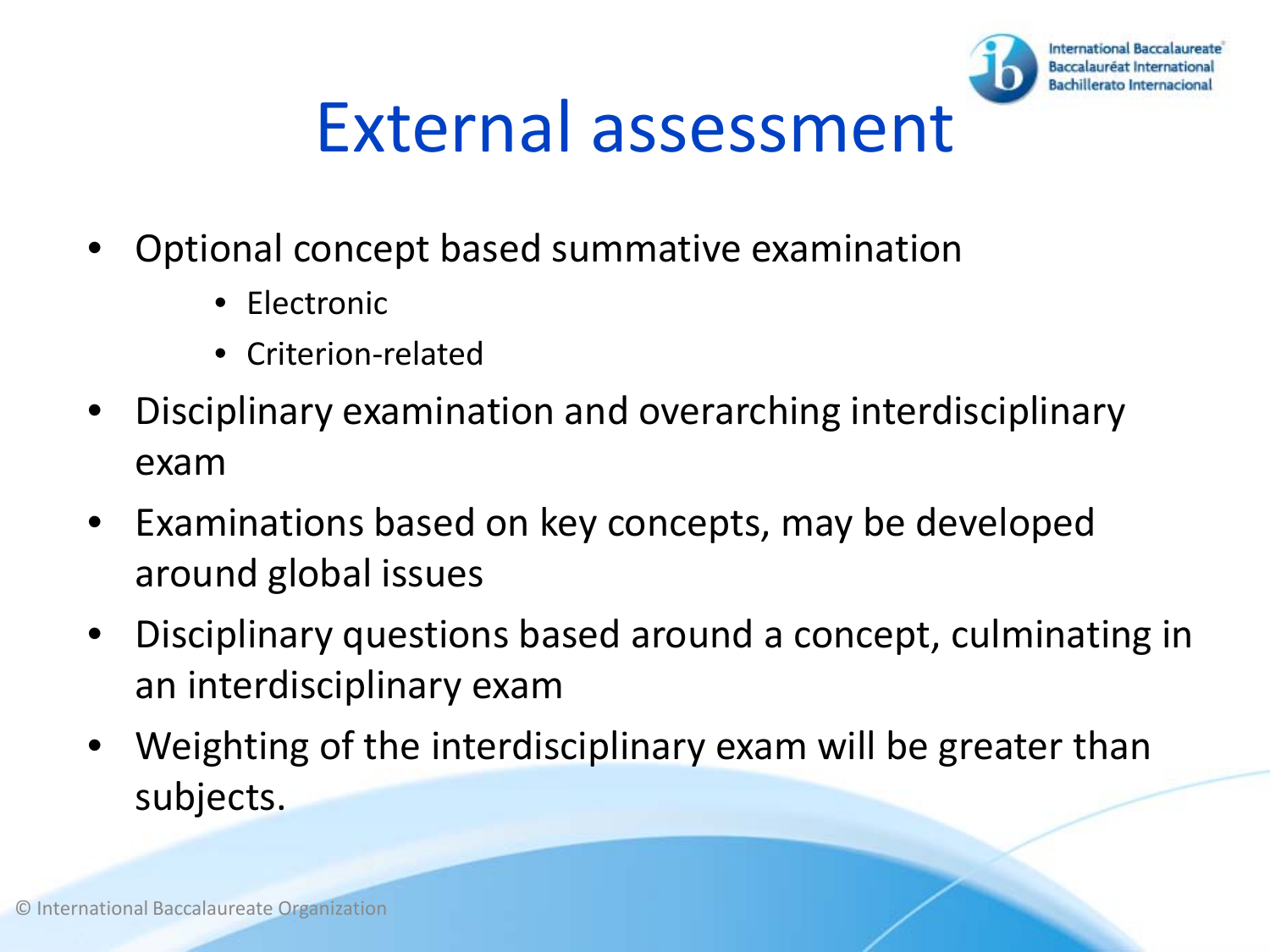# External assessment

- Optional concept based summative examination
  - Electronic
  - Criterion-related
- Disciplinary examination and overarching interdisciplinary exam
- Examinations based on key concepts, may be developed around global issues
- Disciplinary questions based around a concept, culminating in an interdisciplinary exam
- Weighting of the interdisciplinary exam will be greater than subjects.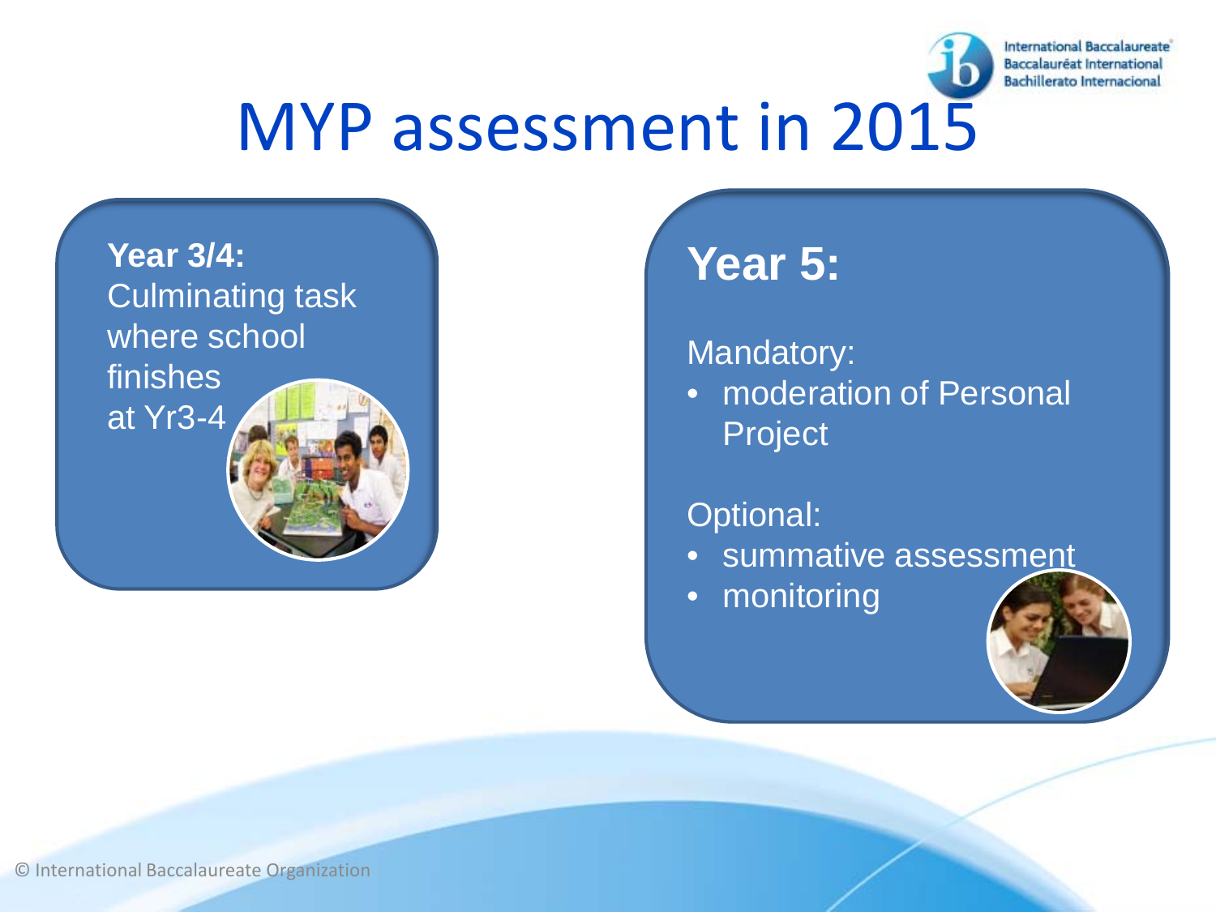# MYP assessment in 2015

**Year 3/4:**
Culminating task where school finishes at Yr3-4

## Year 5:

Mandatory:

- moderation of Personal Project

Optional:

- summative assessment
- monitoring

© International Baccalaureate Organization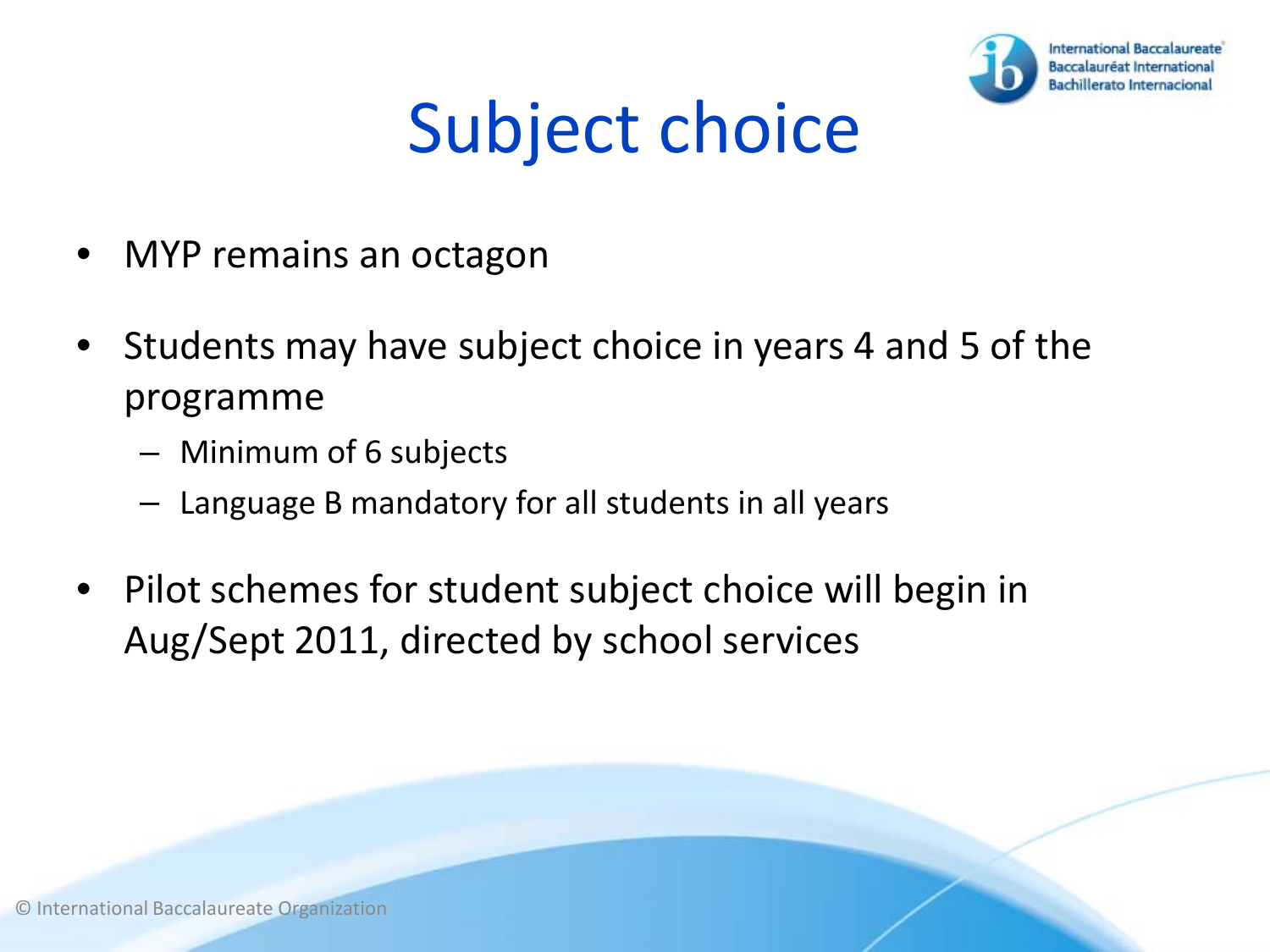# Subject choice

- MYP remains an octagon
- Students may have subject choice in years 4 and 5 of the programme
  - Minimum of 6 subjects
  - Language B mandatory for all students in all years
- Pilot schemes for student subject choice will begin in Aug/Sept 2011, directed by school services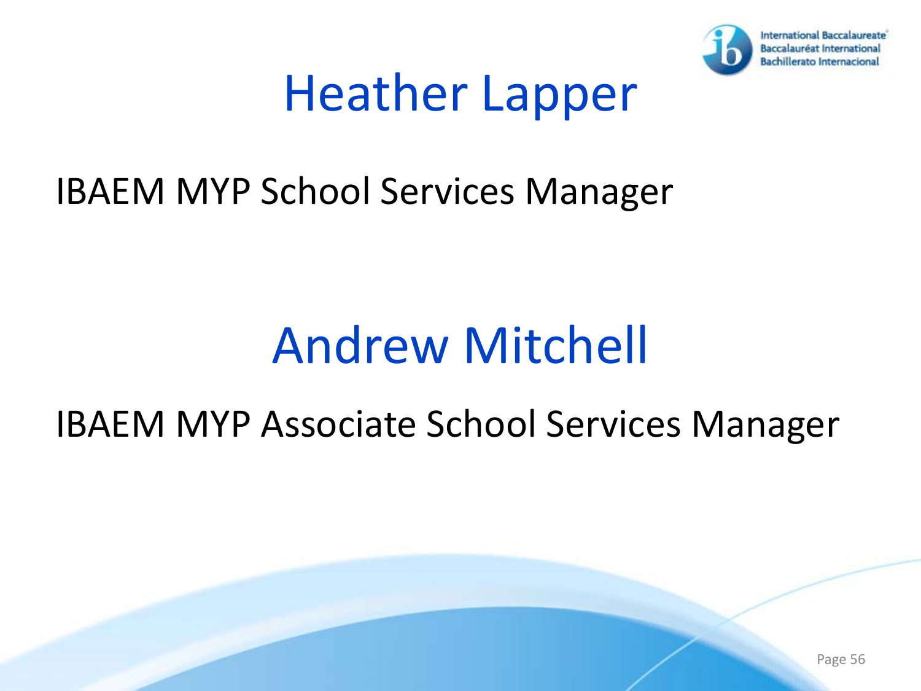## Heather Lapper

IBAEM MYP School Services Manager

## Andrew Mitchell

IBAEM MYP Associate School Services Manager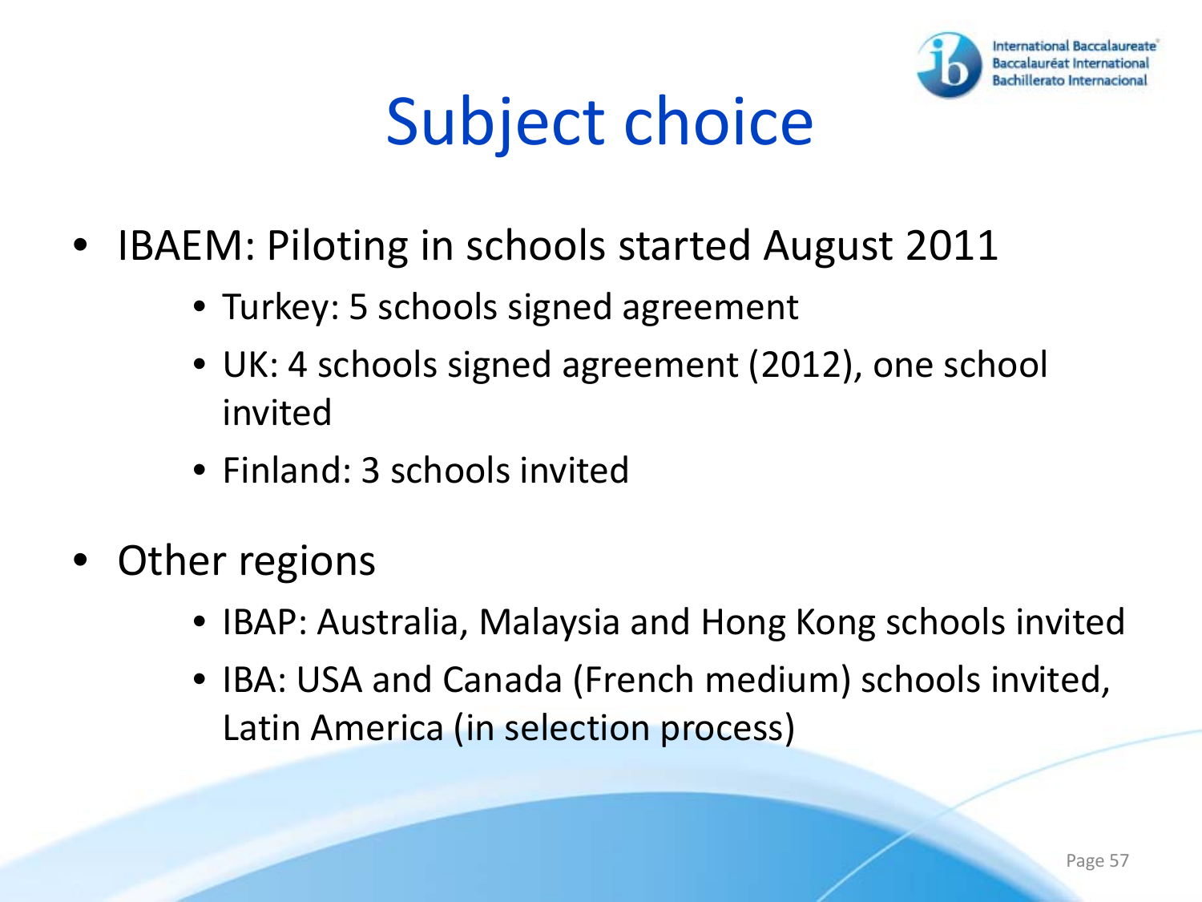# Subject choice

- IBAEM: Piloting in schools started August 2011
  - Turkey: 5 schools signed agreement
  - UK: 4 schools signed agreement (2012), one school invited
  - Finland: 3 schools invited
- Other regions
  - IBAP: Australia, Malaysia and Hong Kong schools invited
  - IBA: USA and Canada (French medium) schools invited, Latin America (in selection process)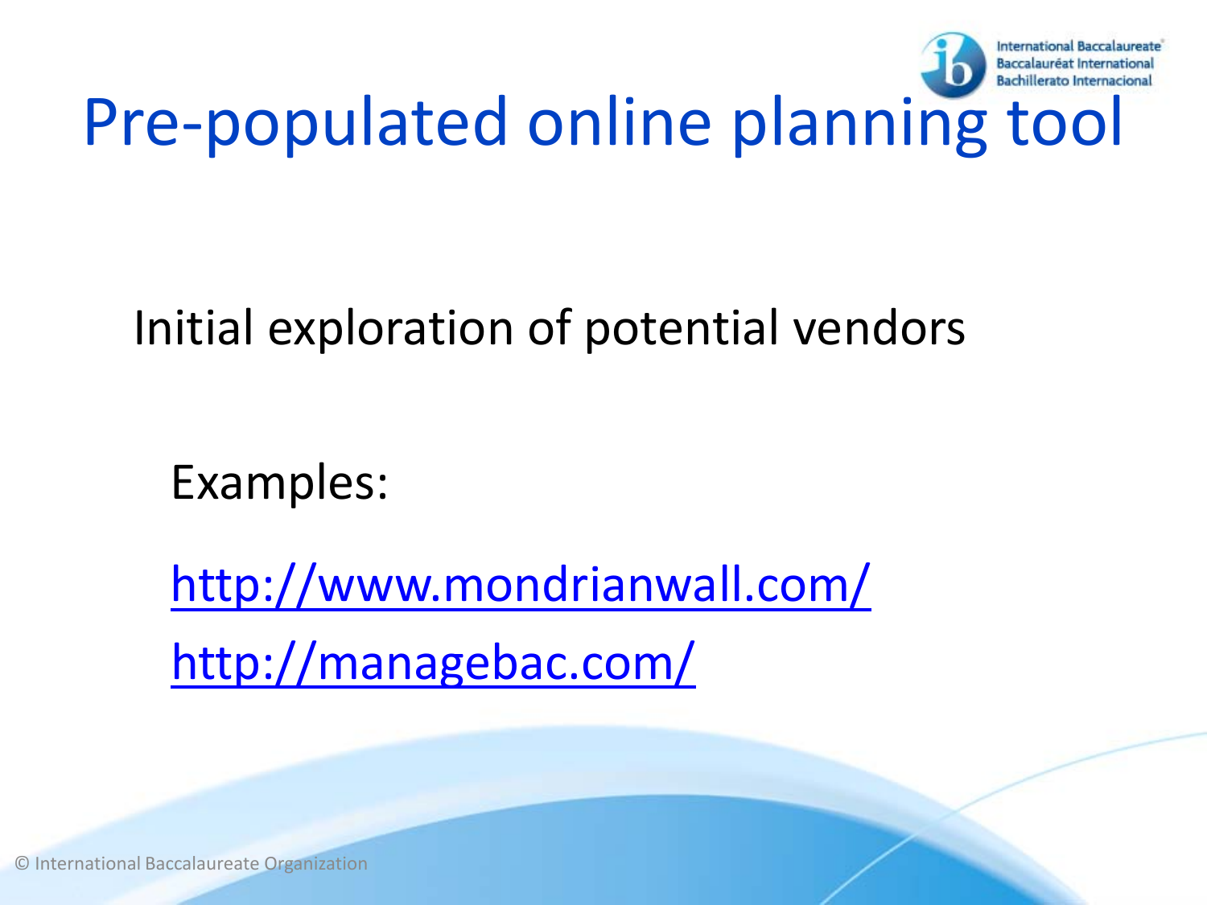# Pre-populated online planning tool

Initial exploration of potential vendors

Examples:

http://www.mondrianwall.com/

http://managebac.com/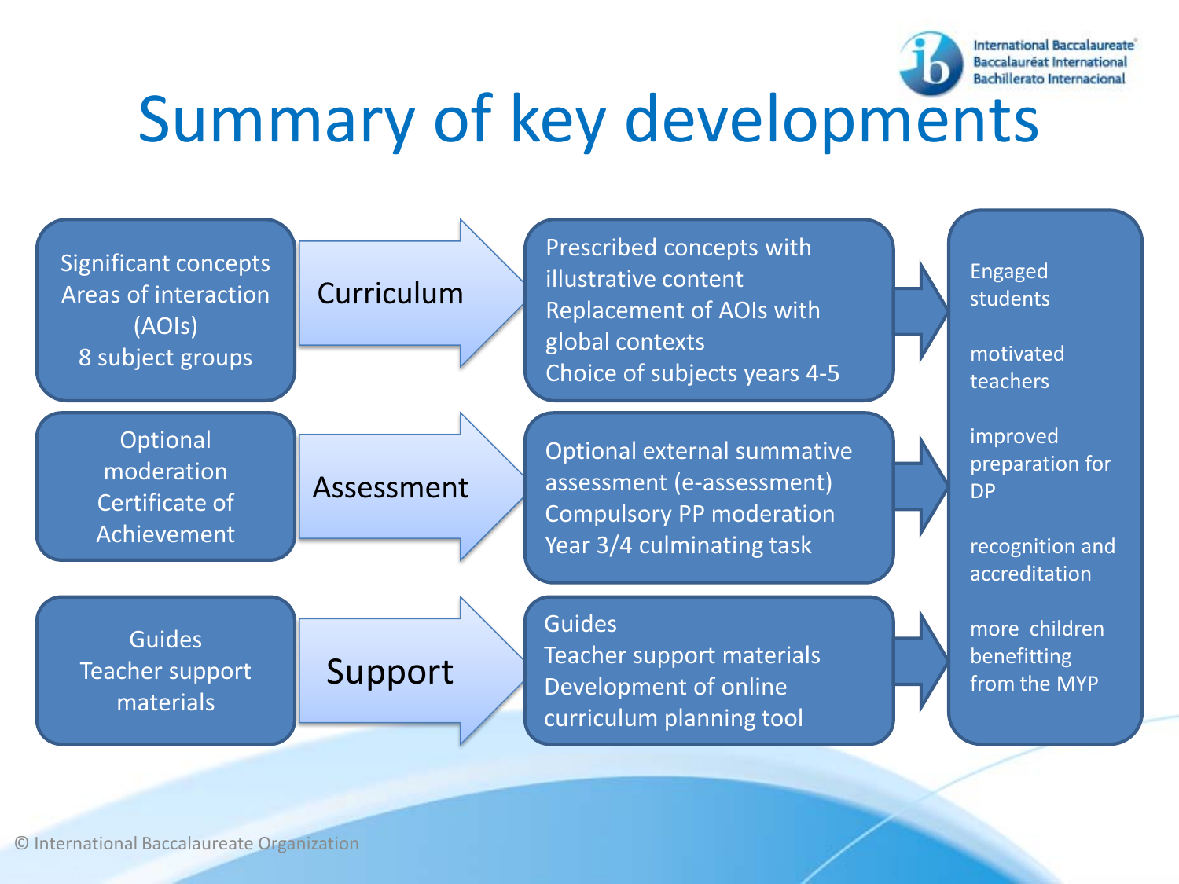# Summary of key developments

| Previous | | Developments | Outcomes |
| --- | --- | --- | --- |
| Significant concepts<br>Areas of interaction (AOIs)<br>8 subject groups | **Curriculum** | Prescribed concepts with illustrative content<br>Replacement of AOIs with global contexts<br>Choice of subjects years 4-5 | Engaged students<br><br>motivated teachers<br><br>improved preparation for DP<br><br>recognition and accreditation<br><br>more children benefitting from the MYP |
| Optional moderation<br>Certificate of Achievement | **Assessment** | Optional external summative assessment (e-assessment)<br>Compulsory PP moderation<br>Year 3/4 culminating task | |
| Guides<br>Teacher support materials | **Support** | Guides<br>Teacher support materials<br>Development of online curriculum planning tool | |

© International Baccalaureate Organization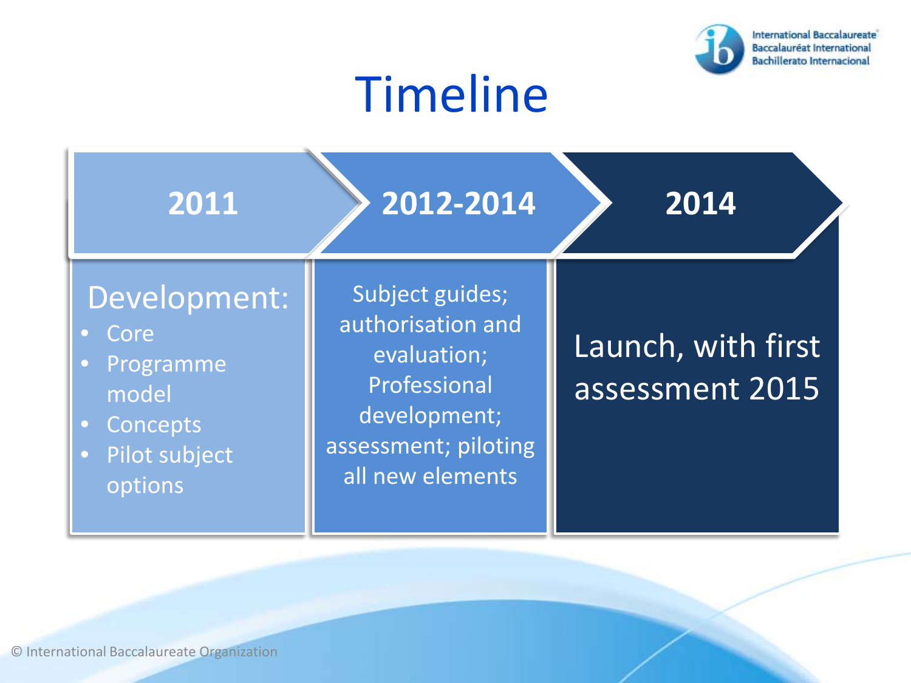# Timeline

| 2011 | 2012-2014 | 2014 |
| --- | --- | --- |
| Development:<br>• Core<br>• Programme model<br>• Concepts<br>• Pilot subject options | Subject guides; authorisation and evaluation; Professional development; assessment; piloting all new elements | Launch, with first assessment 2015 |

© International Baccalaureate Organization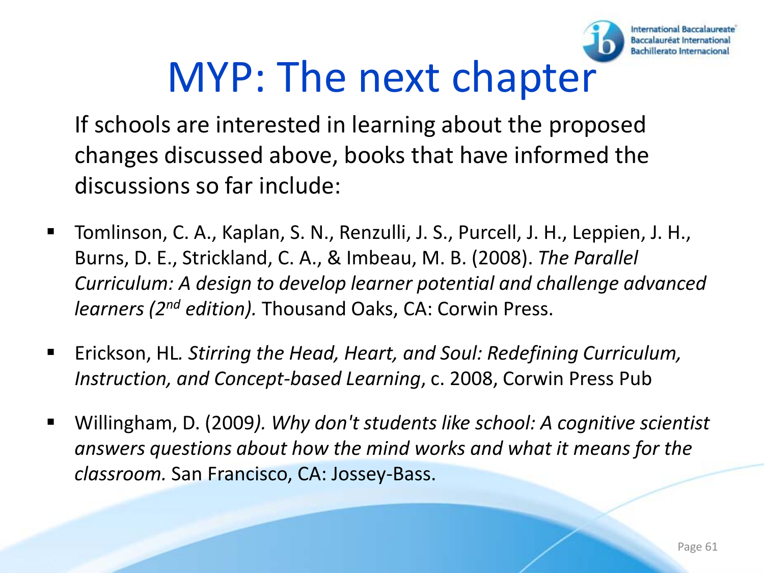# MYP: The next chapter

If schools are interested in learning about the proposed changes discussed above, books that have informed the discussions so far include:

- Tomlinson, C. A., Kaplan, S. N., Renzulli, J. S., Purcell, J. H., Leppien, J. H., Burns, D. E., Strickland, C. A., & Imbeau, M. B. (2008). *The Parallel Curriculum: A design to develop learner potential and challenge advanced learners (2nd edition).* Thousand Oaks, CA: Corwin Press.
- Erickson, HL. *Stirring the Head, Heart, and Soul: Redefining Curriculum, Instruction, and Concept-based Learning*, c. 2008, Corwin Press Pub
- Willingham, D. (2009*). Why don't students like school: A cognitive scientist answers questions about how the mind works and what it means for the classroom.* San Francisco, CA: Jossey-Bass.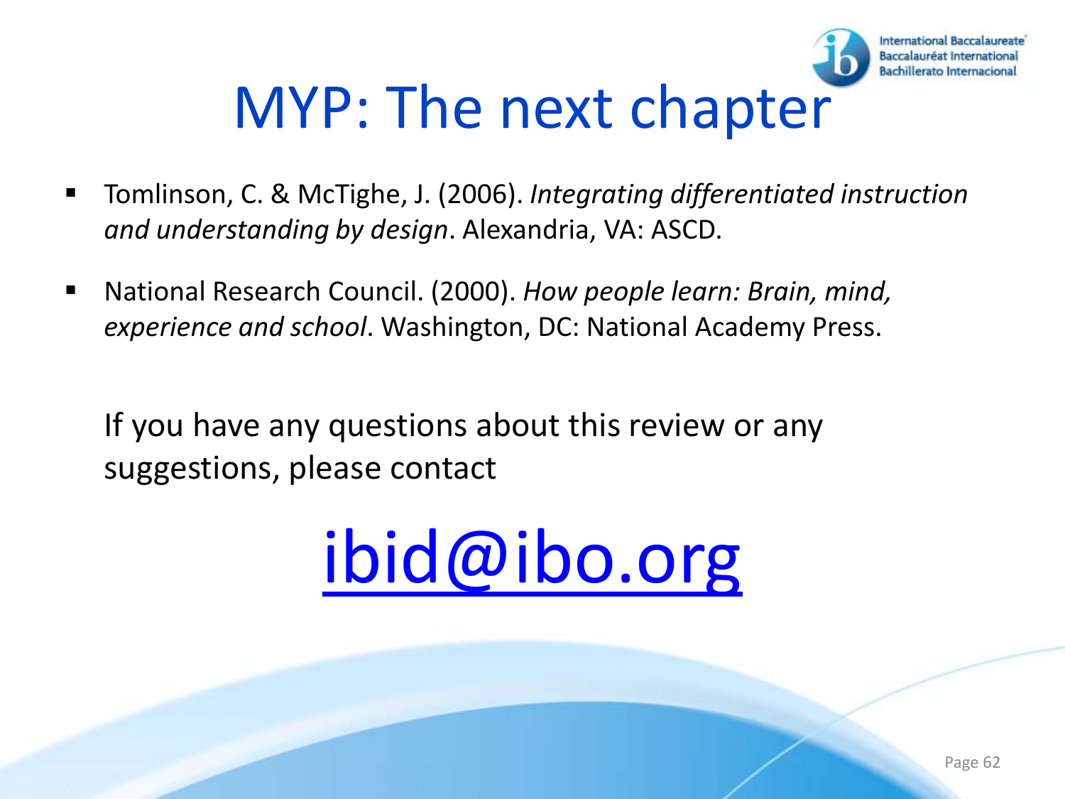# MYP: The next chapter

- Tomlinson, C. & McTighe, J. (2006). *Integrating differentiated instruction and understanding by design*. Alexandria, VA: ASCD.
- National Research Council. (2000). *How people learn: Brain, mind, experience and school*. Washington, DC: National Academy Press.

If you have any questions about this review or any suggestions, please contact

[ibid@ibo.org](mailto:ibid@ibo.org)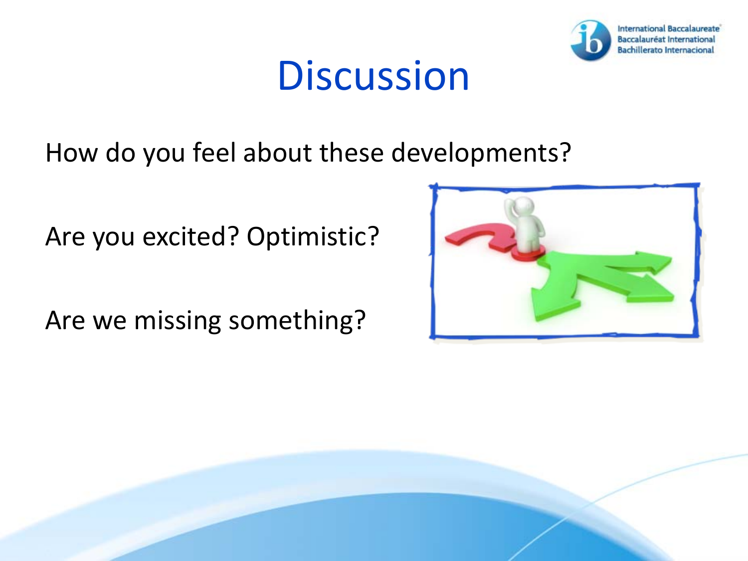# Discussion

How do you feel about these developments?

Are you excited? Optimistic?

Are we missing something?